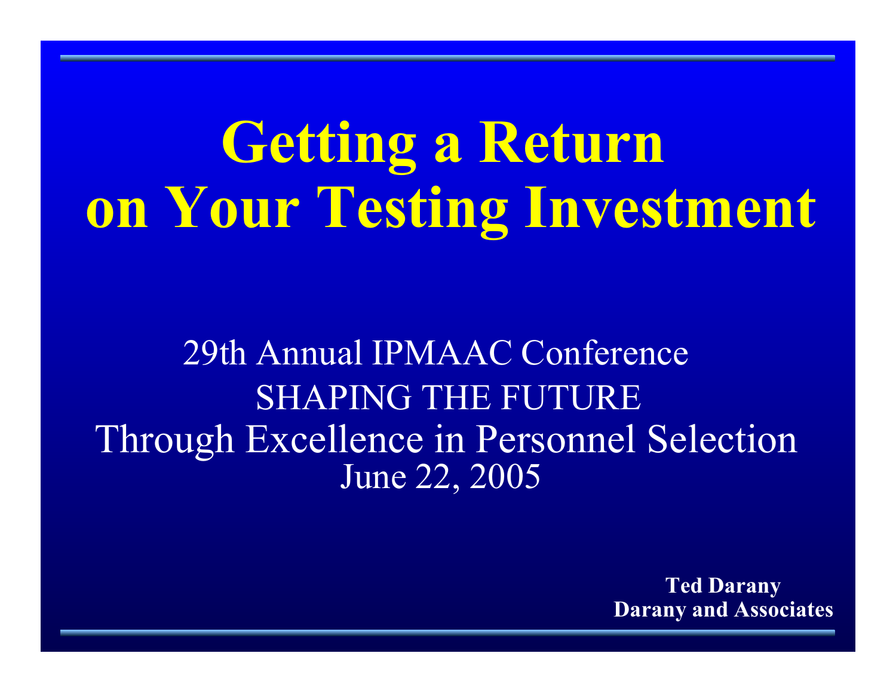# Getting a Return on Your Testing Investment

29th Annual IPMAAC Conference
SHAPING THE FUTURE
Through Excellence in Personnel Selection
June 22, 2005

**Ted Darany**
**Darany and Associates**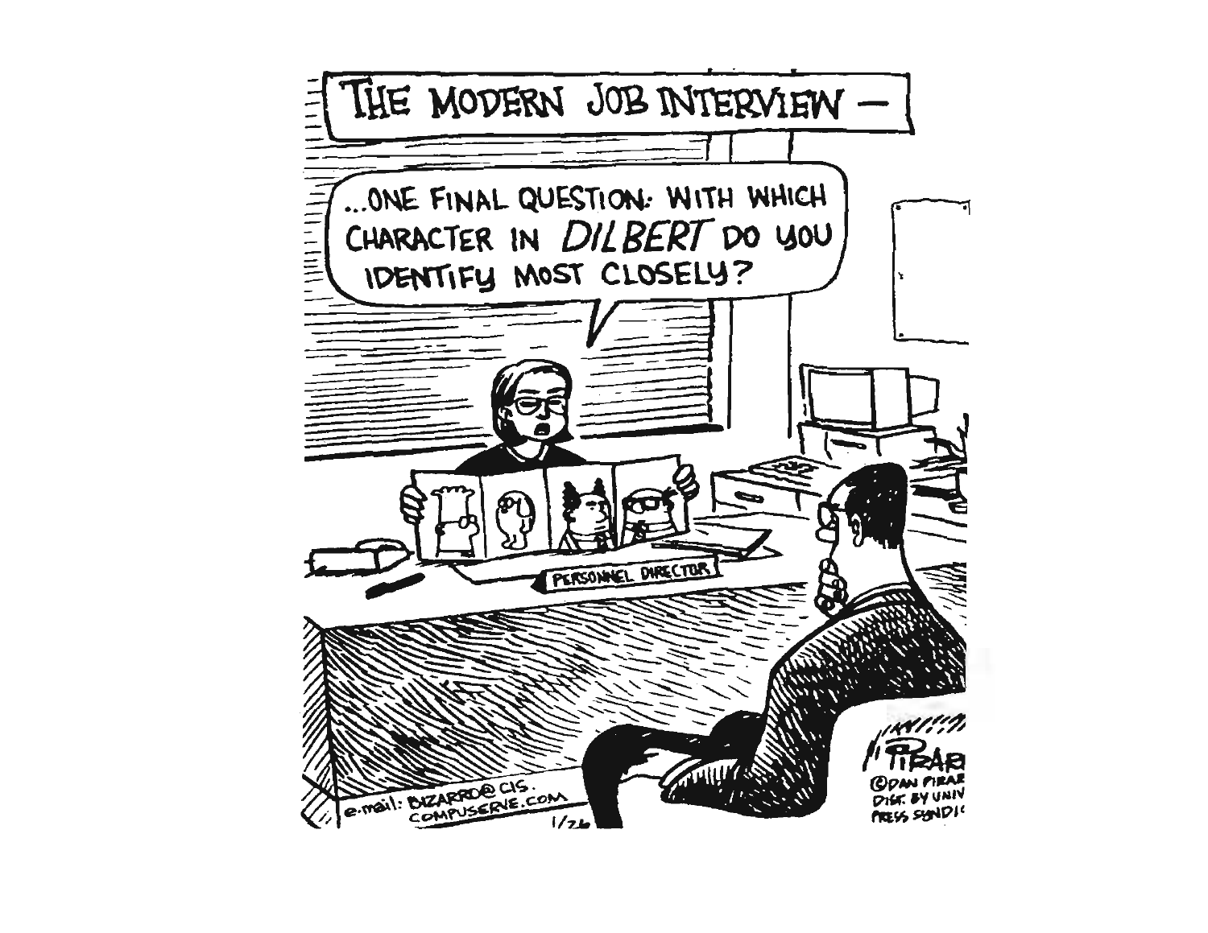# THE MODERN JOB INTERVIEW –

...ONE FINAL QUESTION: WITH WHICH CHARACTER IN *DILBERT* DO YOU IDENTIFY MOST CLOSELY?

PERSONNEL DIRECTOR

e-mail: BIZARRO@CIS.COMPUSERVE.COM

1/26

PIRARO

©DAN PIRARO
DIST. BY UNIV
PRESS SYNDIC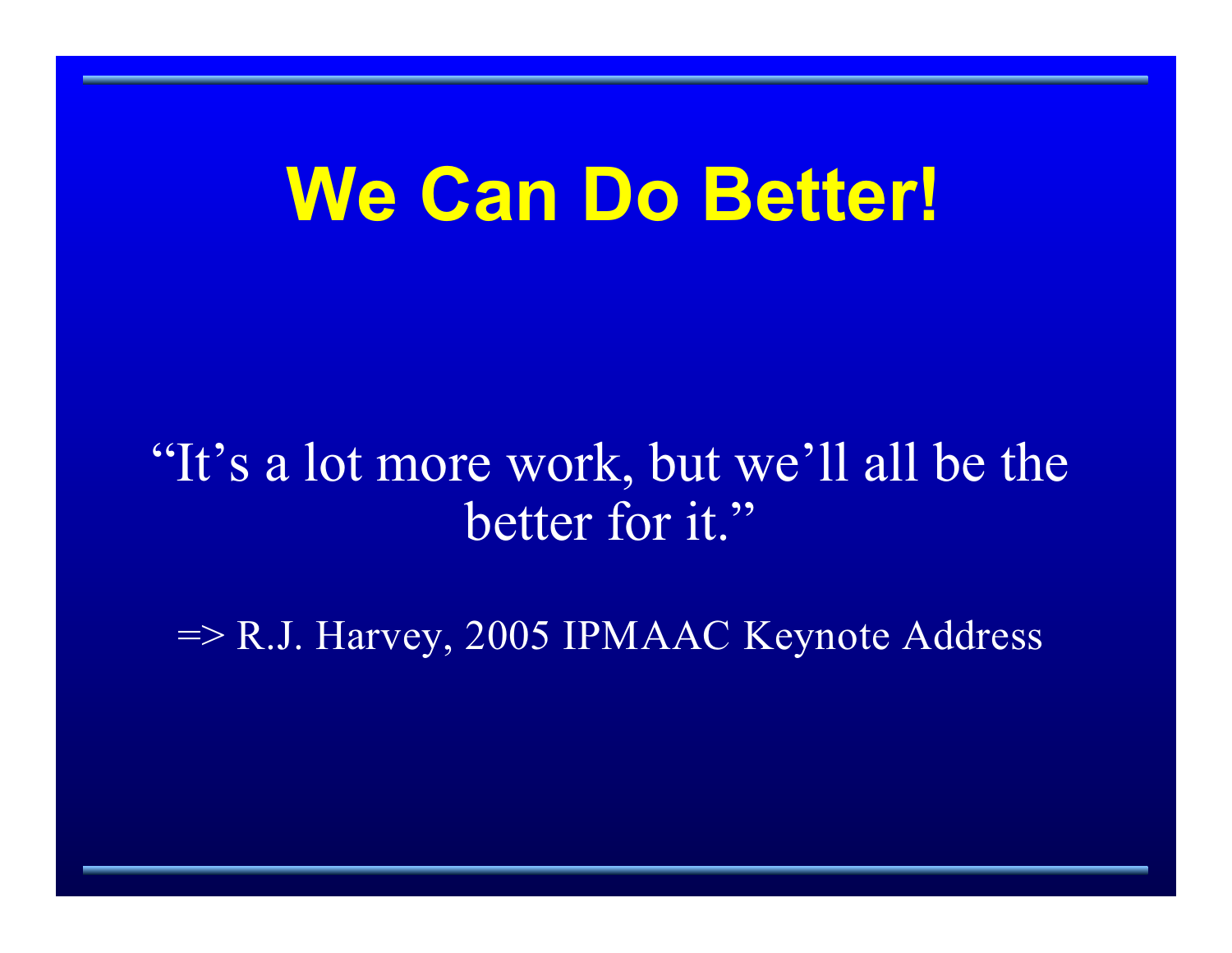# We Can Do Better!

"It's a lot more work, but we'll all be the better for it."

=> R.J. Harvey, 2005 IPMAAC Keynote Address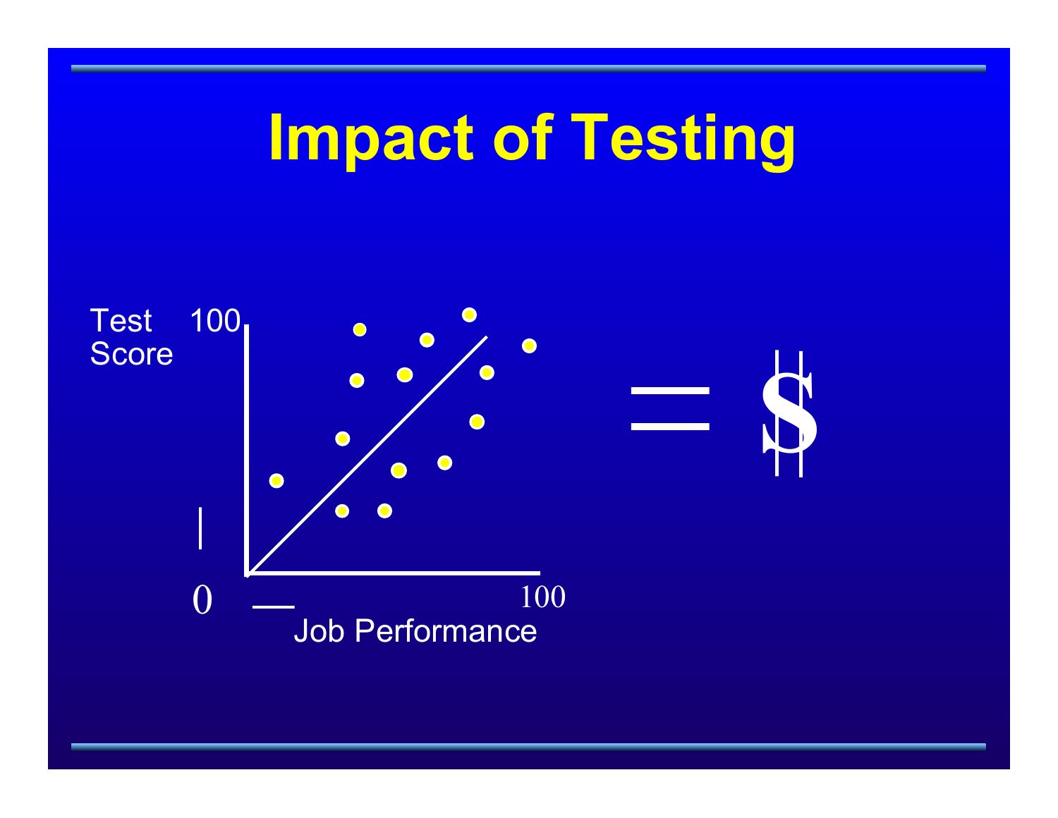# Impact of Testing

Test Score

100

0

100

Job Performance

= $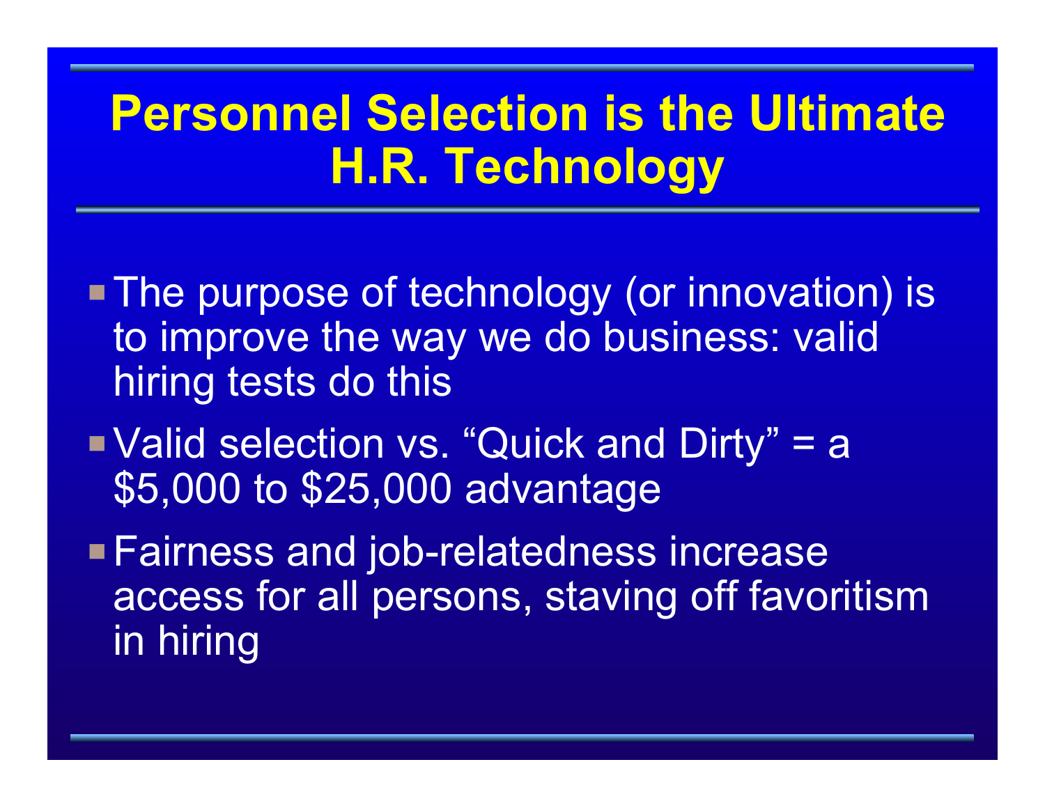# Personnel Selection is the Ultimate H.R. Technology

- The purpose of technology (or innovation) is to improve the way we do business: valid hiring tests do this
- Valid selection vs. “Quick and Dirty” = a $5,000 to $25,000 advantage
- Fairness and job-relatedness increase access for all persons, staving off favoritism in hiring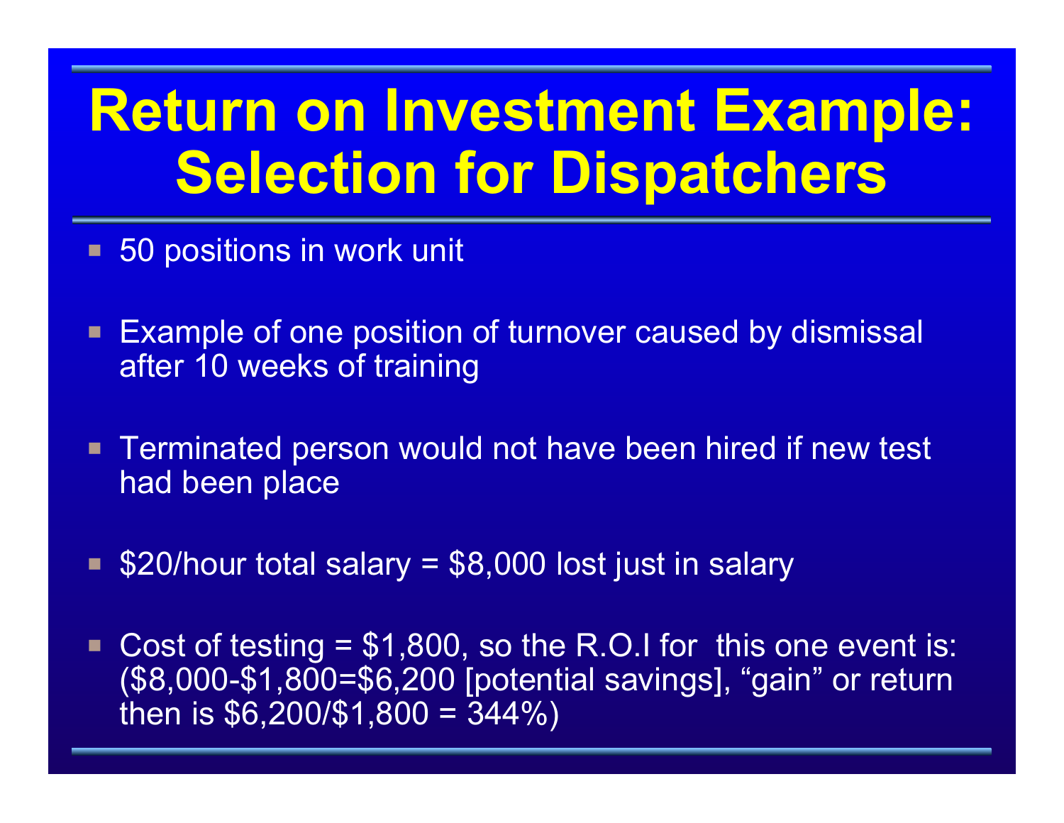# Return on Investment Example: Selection for Dispatchers

- 50 positions in work unit
- Example of one position of turnover caused by dismissal after 10 weeks of training
- Terminated person would not have been hired if new test had been place
- $20/hour total salary = $8,000 lost just in salary
- Cost of testing = $1,800, so the R.O.I for this one event is: ($8,000-$1,800=$6,200 [potential savings], "gain" or return then is $6,200/$1,800 = 344%)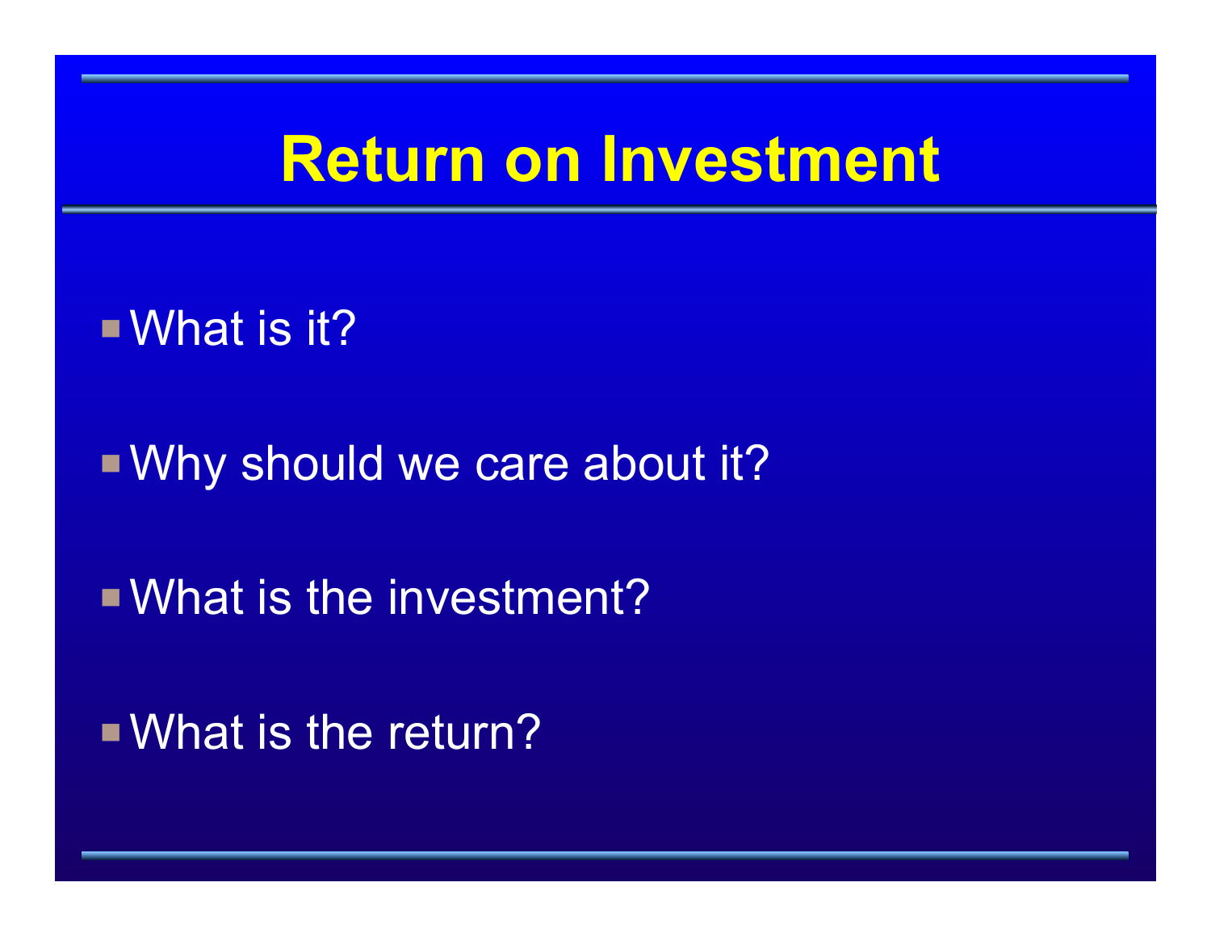# Return on Investment

- What is it?
- Why should we care about it?
- What is the investment?
- What is the return?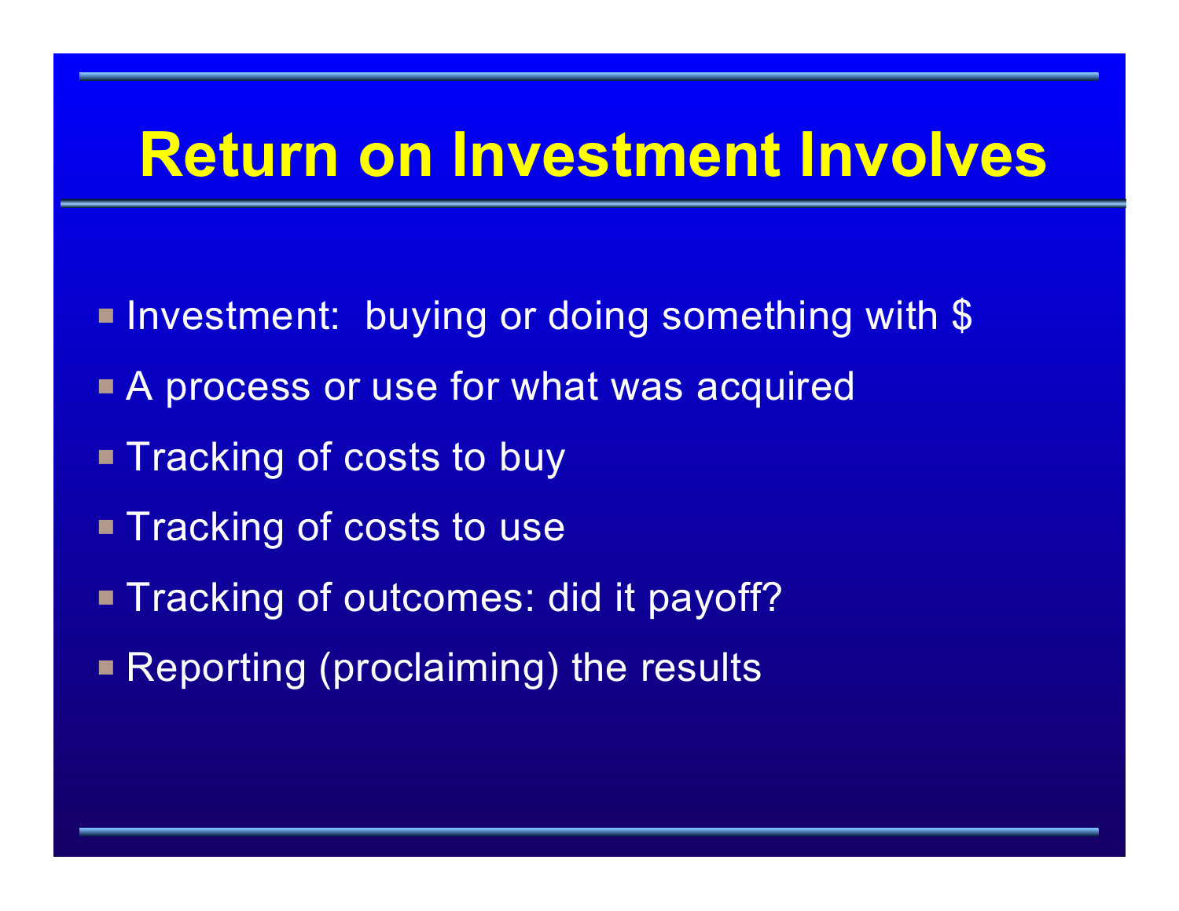# Return on Investment Involves

- Investment:  buying or doing something with $
- A process or use for what was acquired
- Tracking of costs to buy
- Tracking of costs to use
- Tracking of outcomes: did it payoff?
- Reporting (proclaiming) the results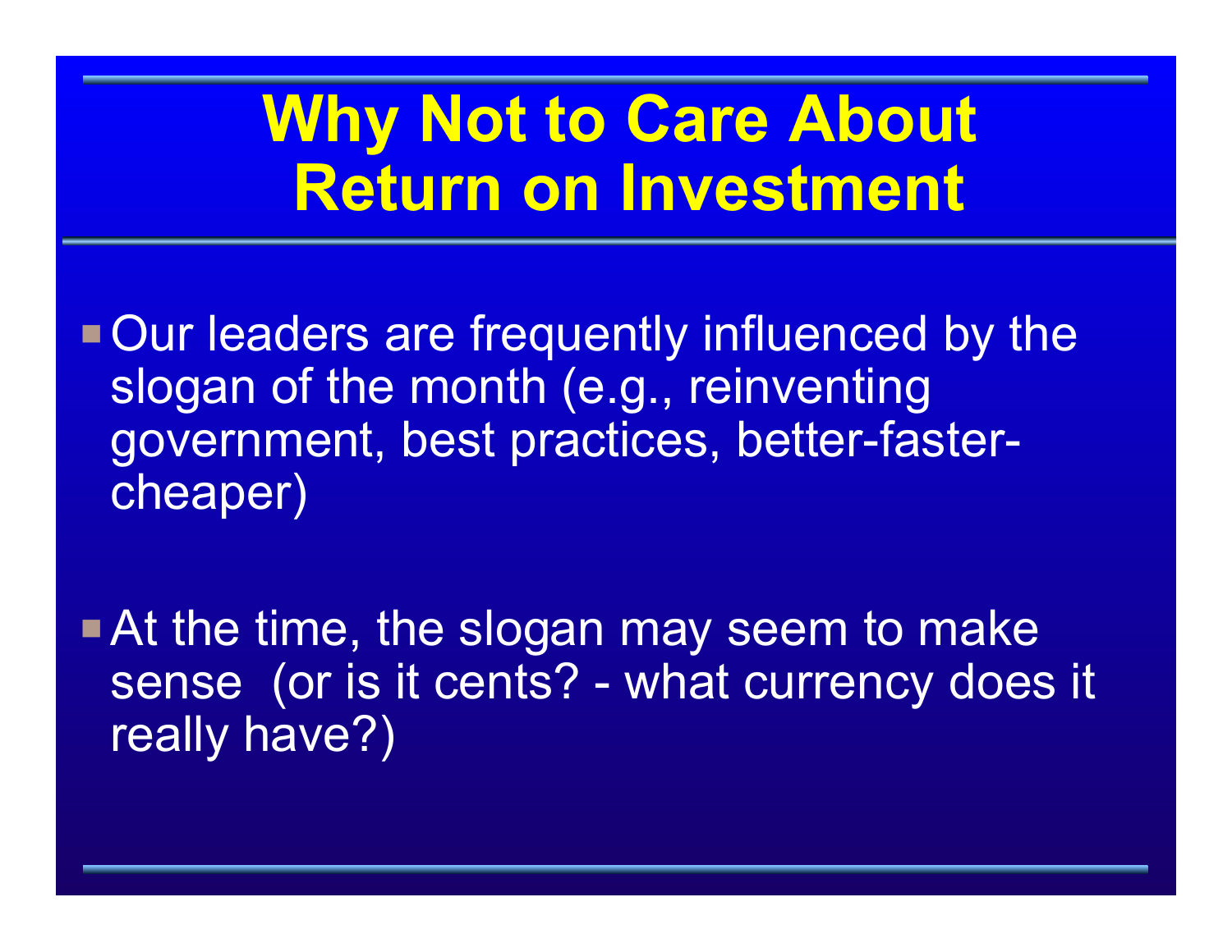# Why Not to Care About Return on Investment

- Our leaders are frequently influenced by the slogan of the month (e.g., reinventing government, best practices, better-faster-cheaper)

- At the time, the slogan may seem to make sense (or is it cents? - what currency does it really have?)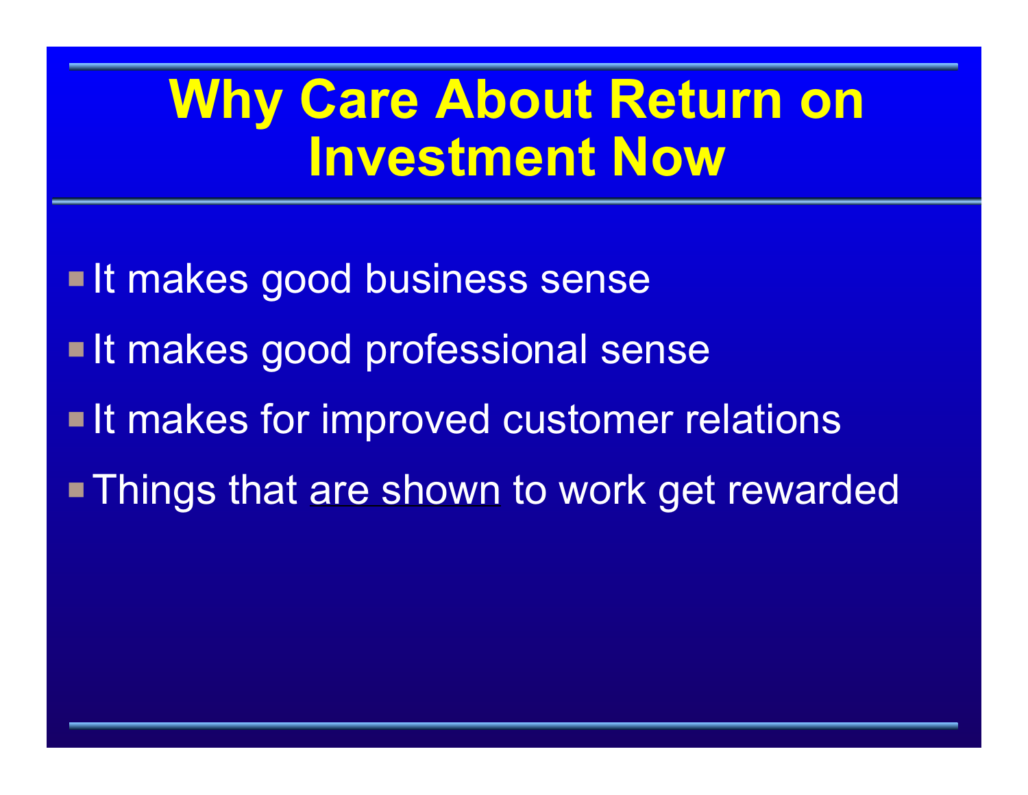# Why Care About Return on Investment Now

- It makes good business sense
- It makes good professional sense
- It makes for improved customer relations
- Things that <u>are shown</u> to work get rewarded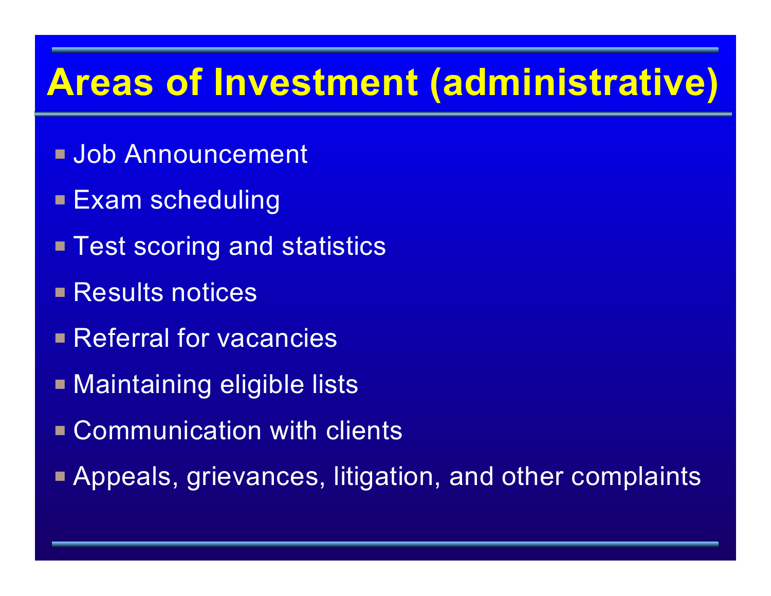# Areas of Investment (administrative)

- Job Announcement
- Exam scheduling
- Test scoring and statistics
- Results notices
- Referral for vacancies
- Maintaining eligible lists
- Communication with clients
- Appeals, grievances, litigation, and other complaints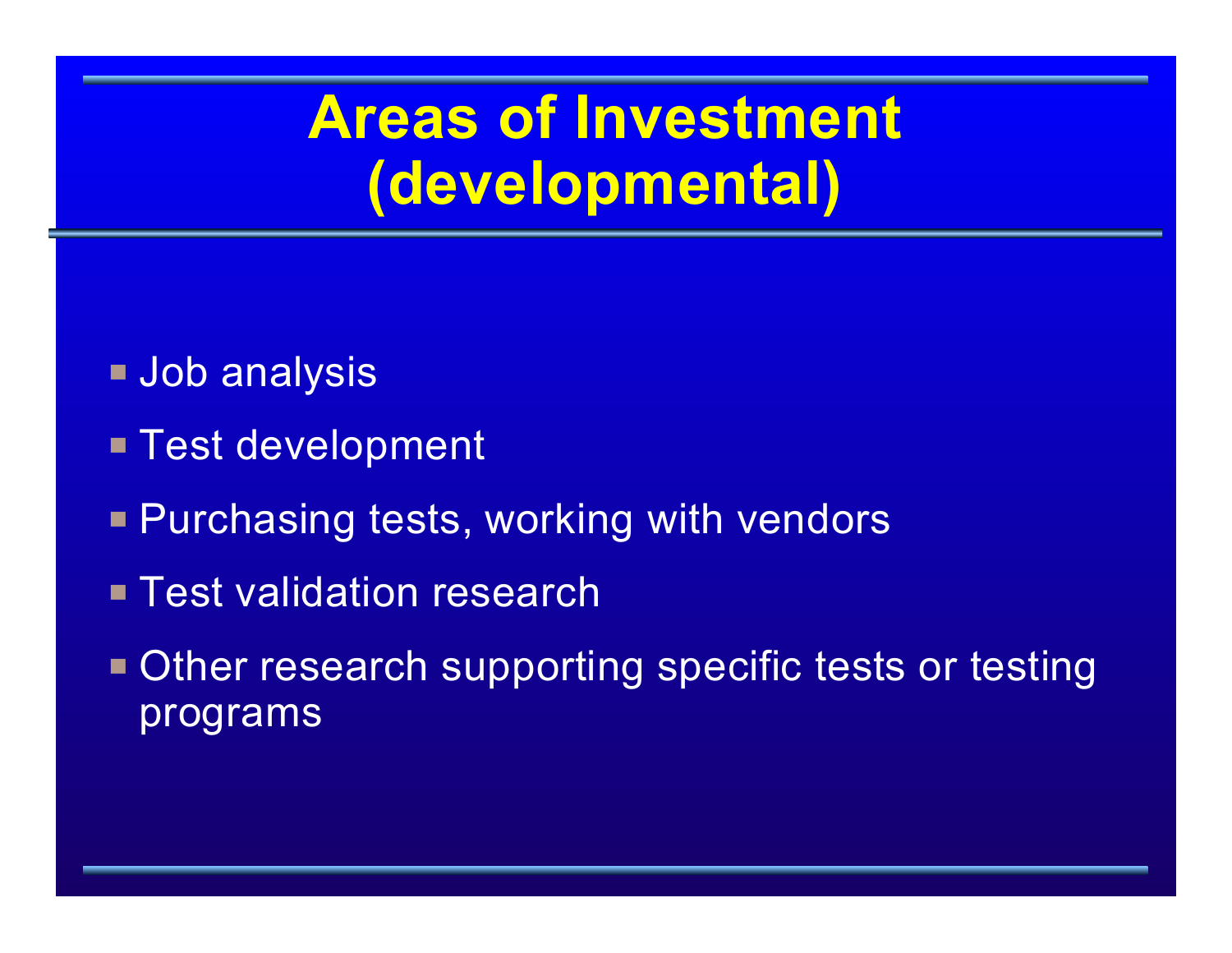# Areas of Investment (developmental)

- Job analysis
- Test development
- Purchasing tests, working with vendors
- Test validation research
- Other research supporting specific tests or testing programs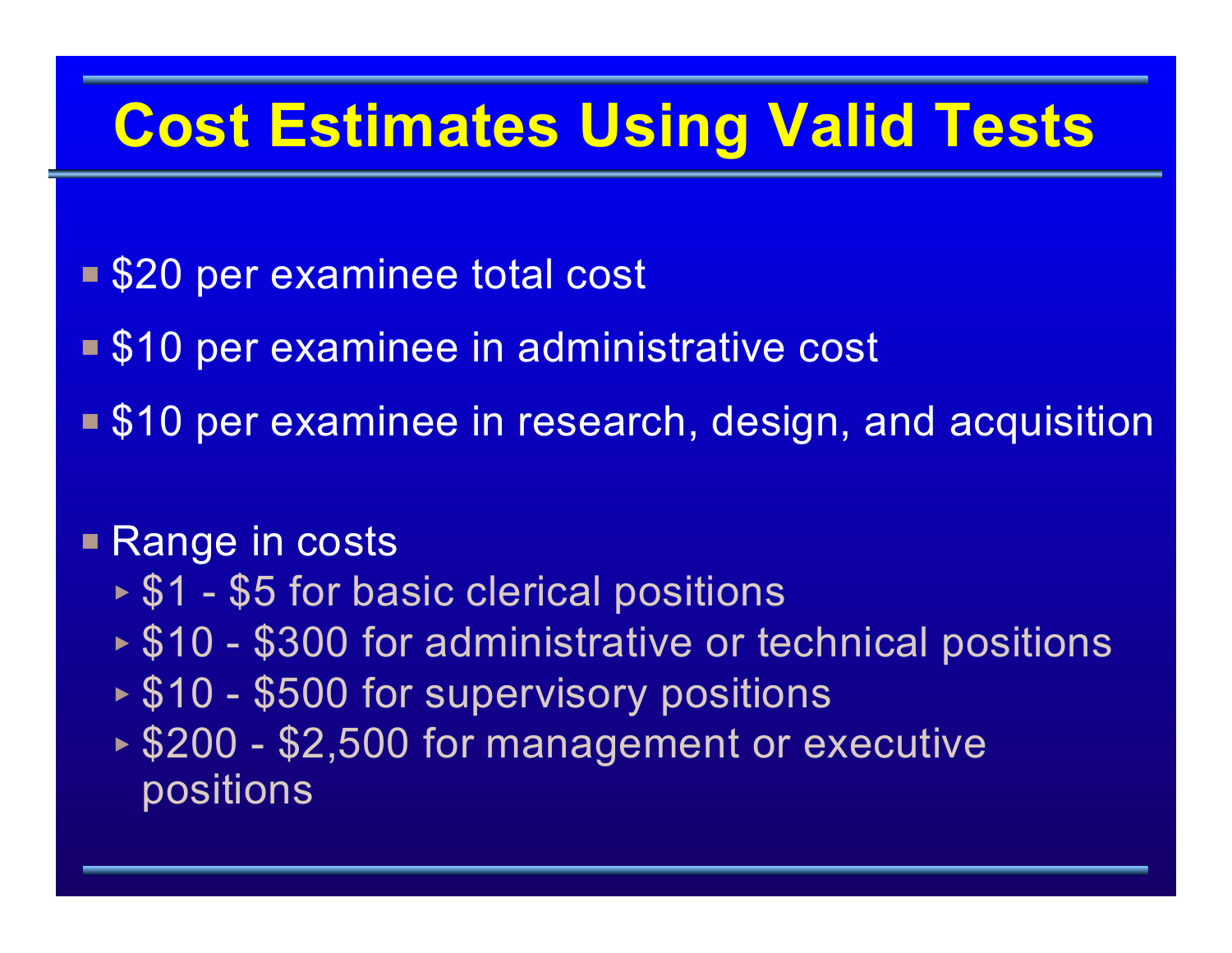# Cost Estimates Using Valid Tests

- $20 per examinee total cost
- $10 per examinee in administrative cost
- $10 per examinee in research, design, and acquisition

- Range in costs
  - $1 - $5 for basic clerical positions
  - $10 - $300 for administrative or technical positions
  - $10 - $500 for supervisory positions
  - $200 - $2,500 for management or executive positions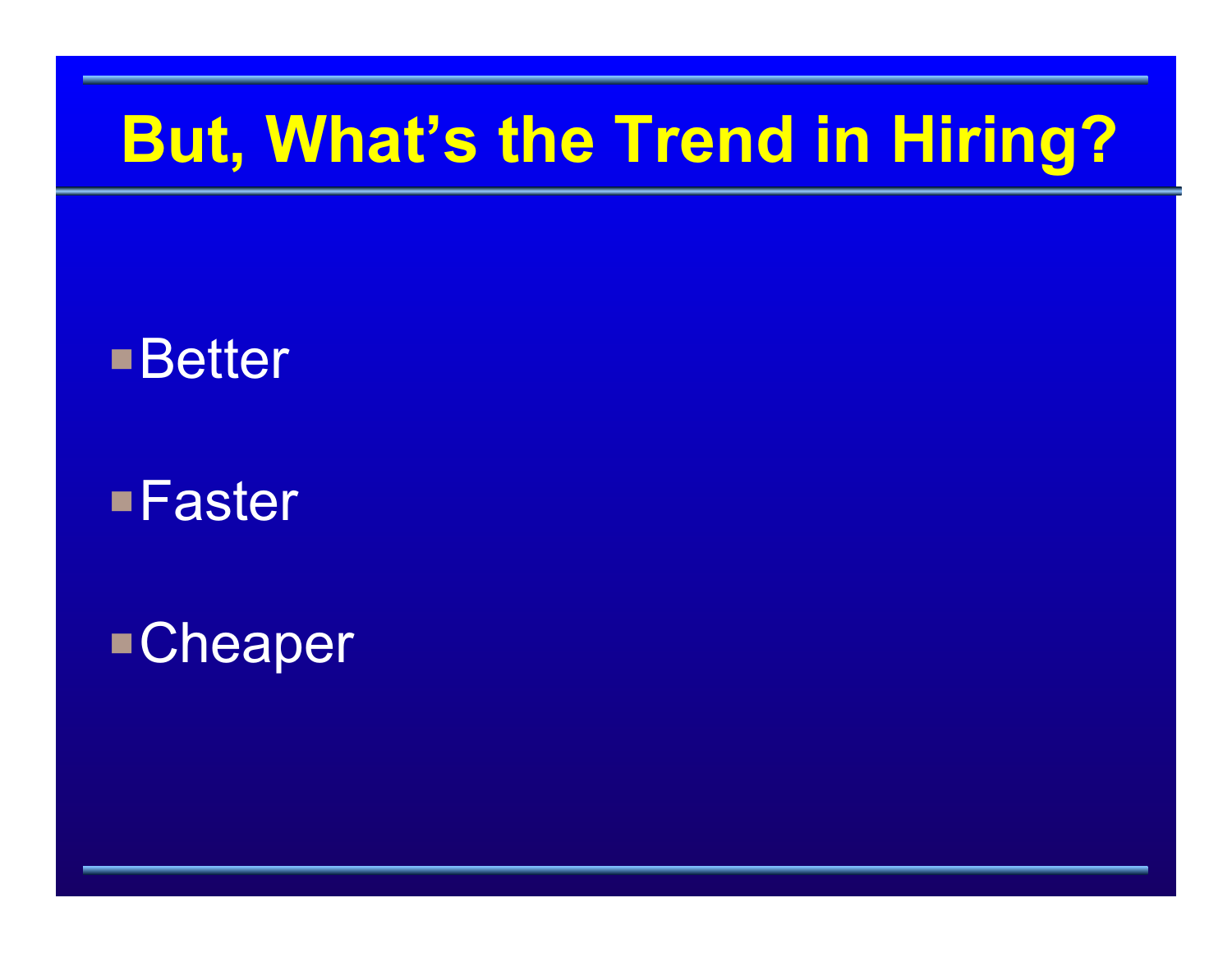# But, What's the Trend in Hiring?

- Better
- Faster
- Cheaper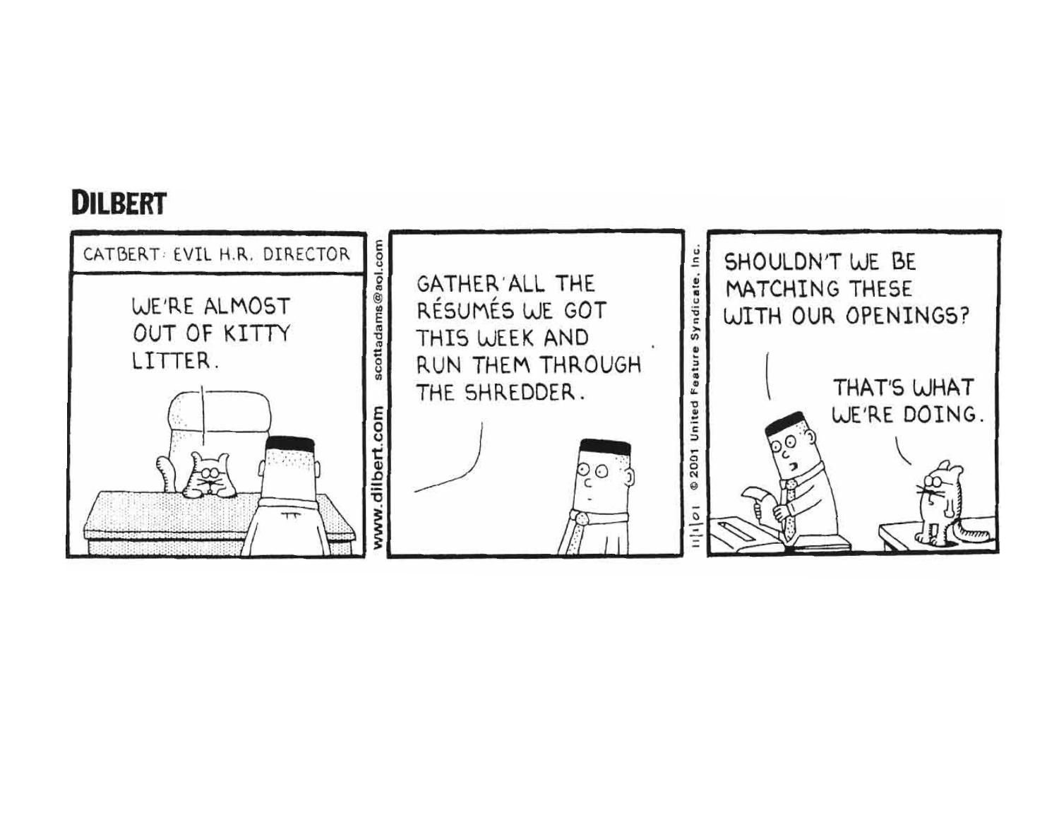# DILBERT

CATBERT: EVIL H.R. DIRECTOR

WE'RE ALMOST OUT OF KITTY LITTER.

GATHER ALL THE RÉSUMÉS WE GOT THIS WEEK AND RUN THEM THROUGH THE SHREDDER.

SHOULDN'T WE BE MATCHING THESE WITH OUR OPENINGS?

THAT'S WHAT WE'RE DOING.

scottadams@aol.com

www.dilbert.com

© 2001 United Feature Syndicate, Inc.

11/1/01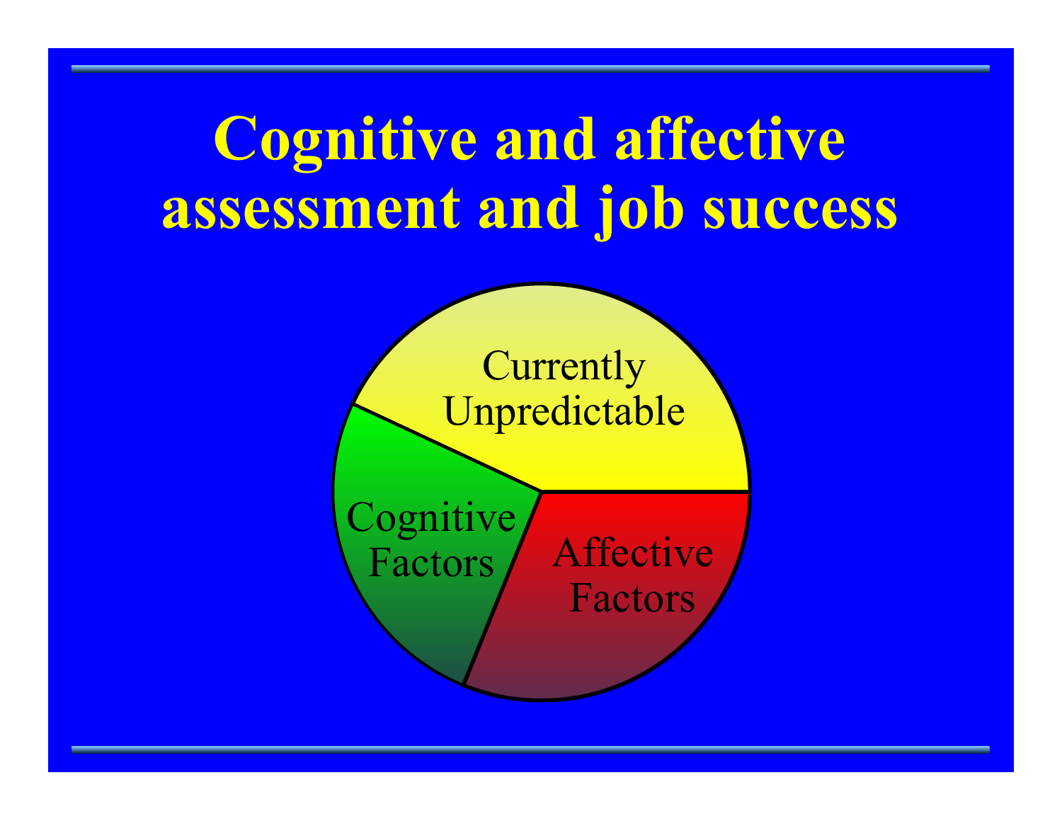# Cognitive and affective assessment and job success

Currently Unpredictable

Cognitive Factors

Affective Factors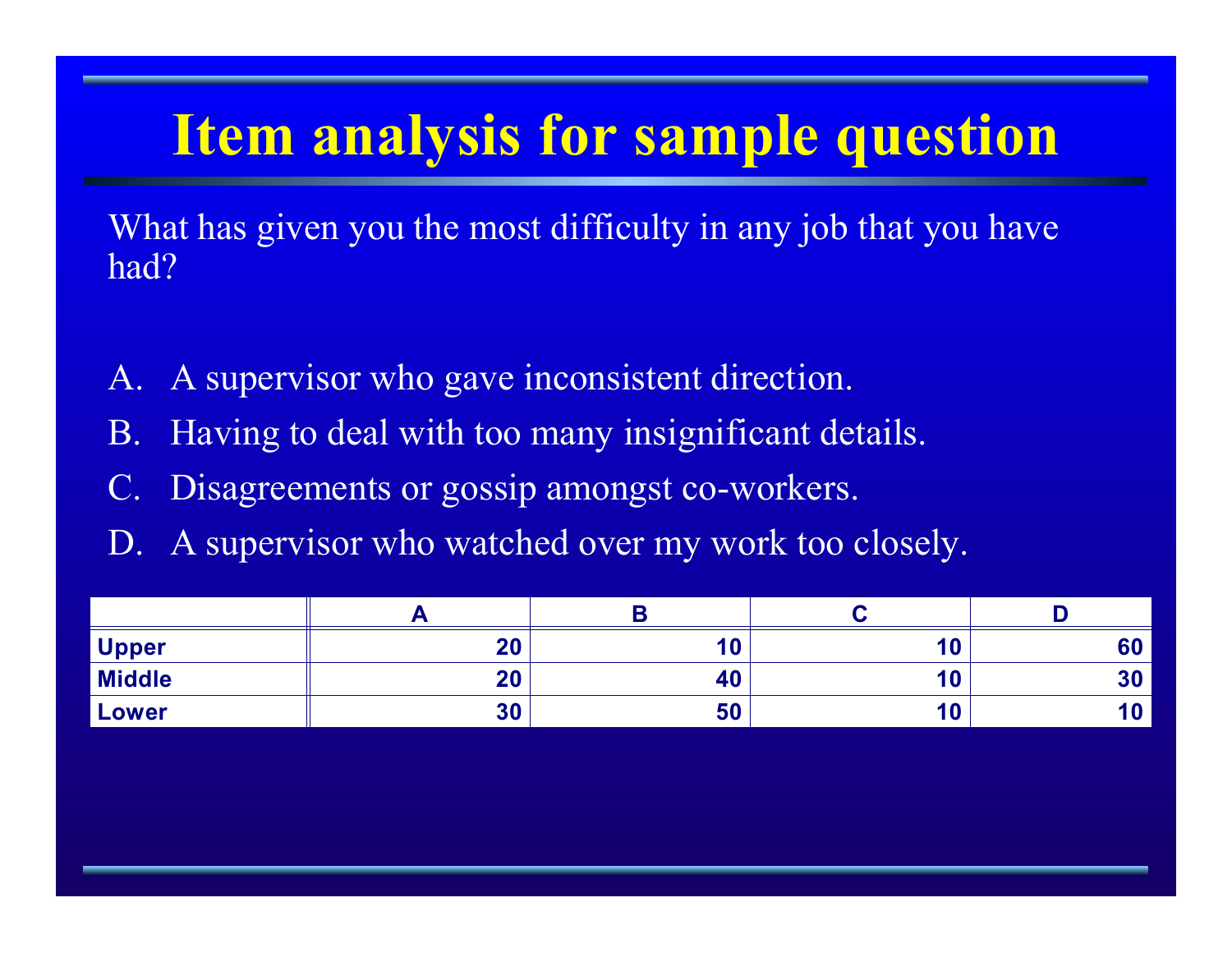# Item analysis for sample question

What has given you the most difficulty in any job that you have had?

A. A supervisor who gave inconsistent direction.

B. Having to deal with too many insignificant details.

C. Disagreements or gossip amongst co-workers.

D. A supervisor who watched over my work too closely.

| | A | B | C | D |
|---|---|---|---|---|
| **Upper** | 20 | 10 | 10 | 60 |
| **Middle** | 20 | 40 | 10 | 30 |
| **Lower** | 30 | 50 | 10 | 10 |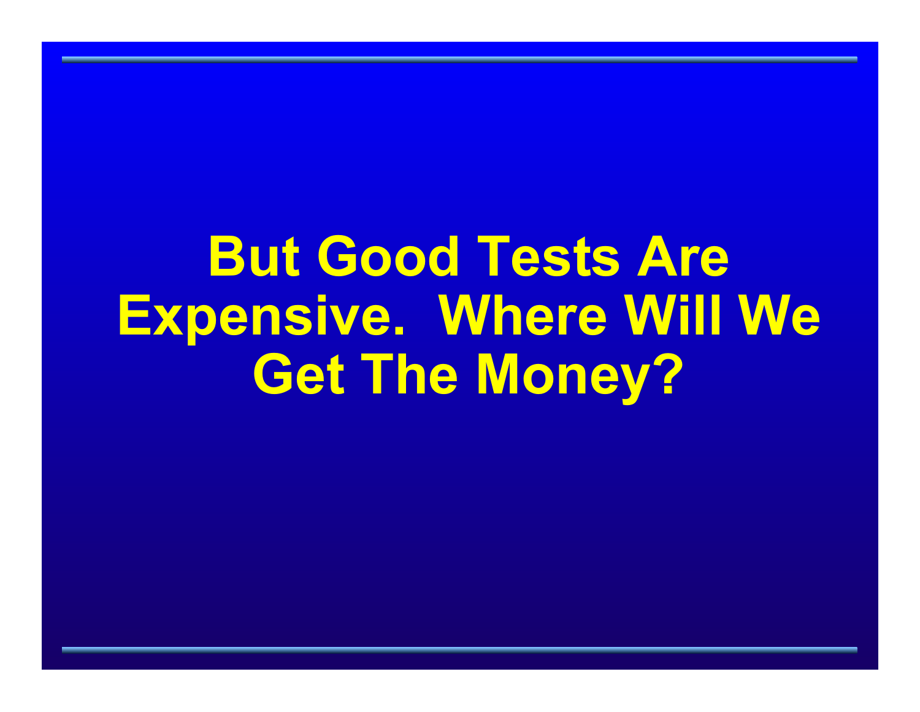# But Good Tests Are Expensive. Where Will We Get The Money?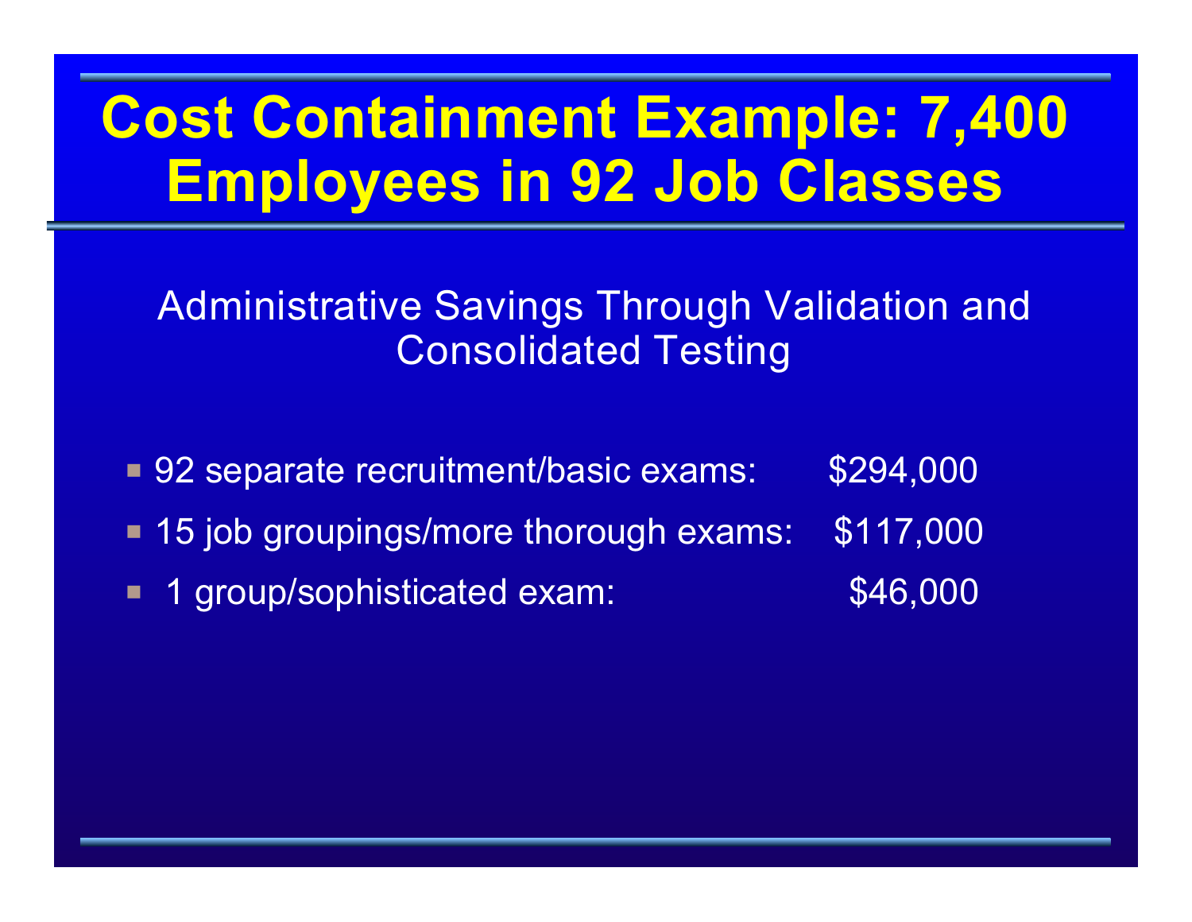# Cost Containment Example: 7,400 Employees in 92 Job Classes

Administrative Savings Through Validation and Consolidated Testing

- 92 separate recruitment/basic exams: $294,000
- 15 job groupings/more thorough exams: $117,000
- 1 group/sophisticated exam: $46,000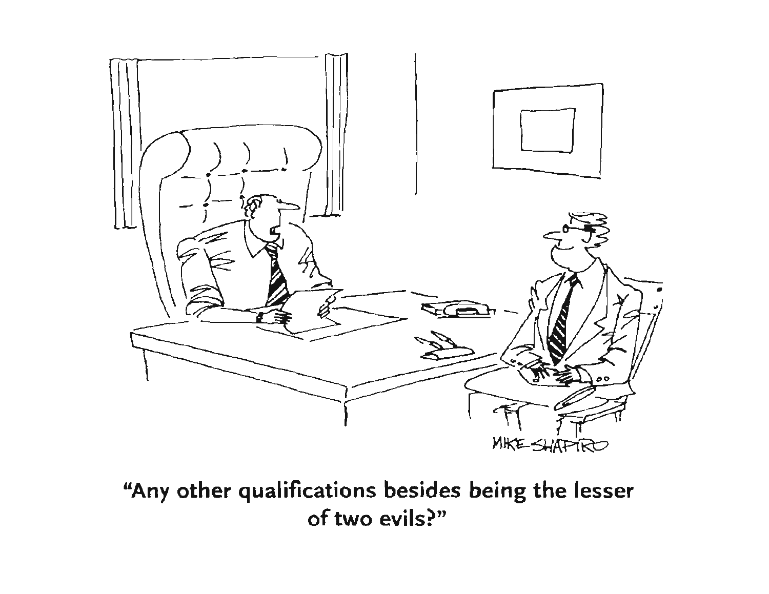"Any other qualifications besides being the lesser of two evils?"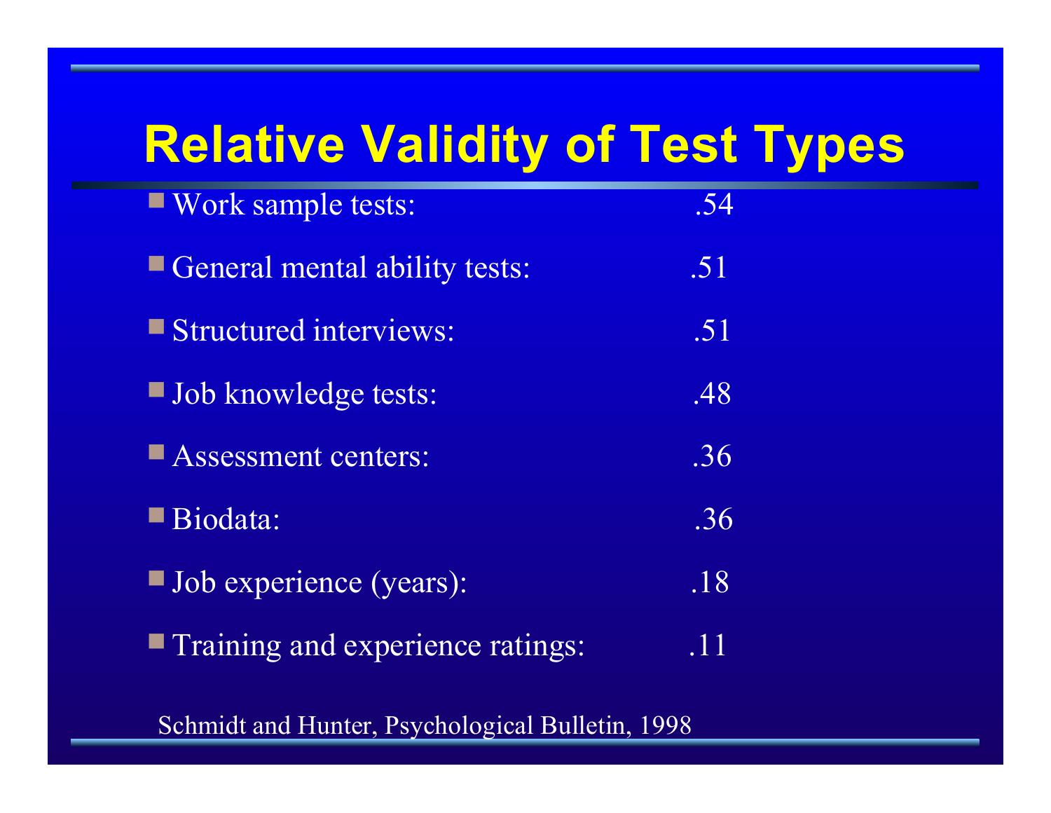# Relative Validity of Test Types

- Work sample tests: .54
- General mental ability tests: .51
- Structured interviews: .51
- Job knowledge tests: .48
- Assessment centers: .36
- Biodata: .36
- Job experience (years): .18
- Training and experience ratings: .11

Schmidt and Hunter, Psychological Bulletin, 1998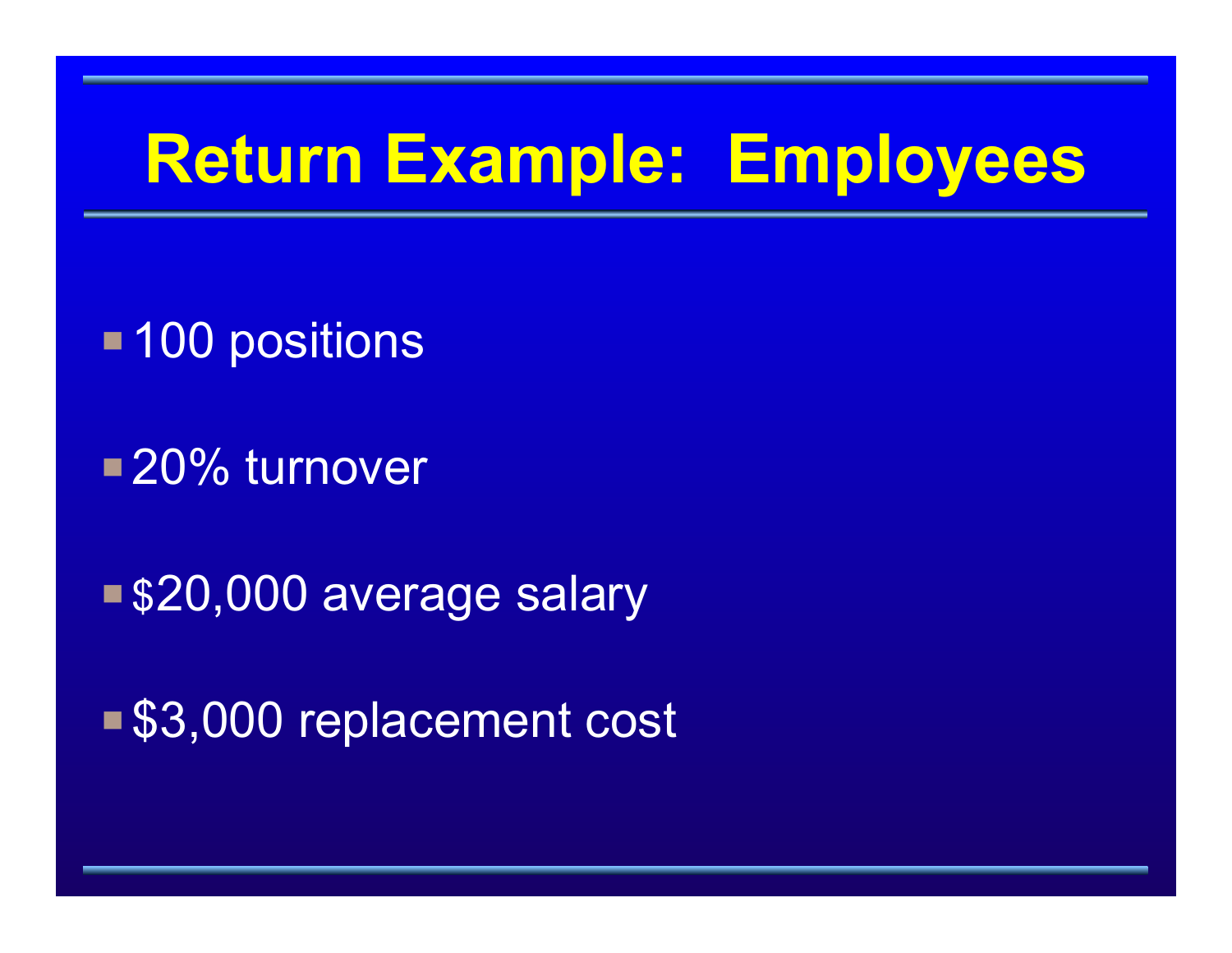# Return Example: Employees

- 100 positions
- 20% turnover
- $20,000 average salary
- $3,000 replacement cost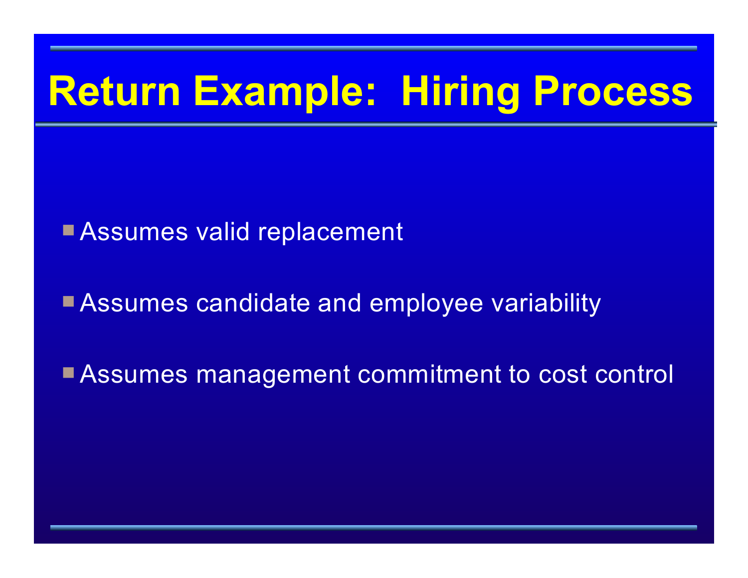# Return Example: Hiring Process

- Assumes valid replacement
- Assumes candidate and employee variability
- Assumes management commitment to cost control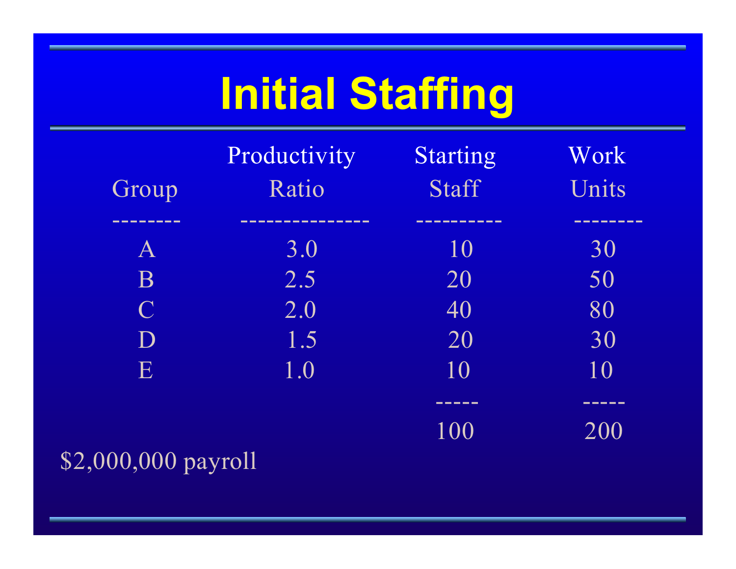# Initial Staffing

| Group | Productivity Ratio | Starting Staff | Work Units |
|---|---|---|---|
| A | 3.0 | 10 | 30 |
| B | 2.5 | 20 | 50 |
| C | 2.0 | 40 | 80 |
| D | 1.5 | 20 | 30 |
| E | 1.0 | 10 | 10 |
| | | 100 | 200 |

$2,000,000 payroll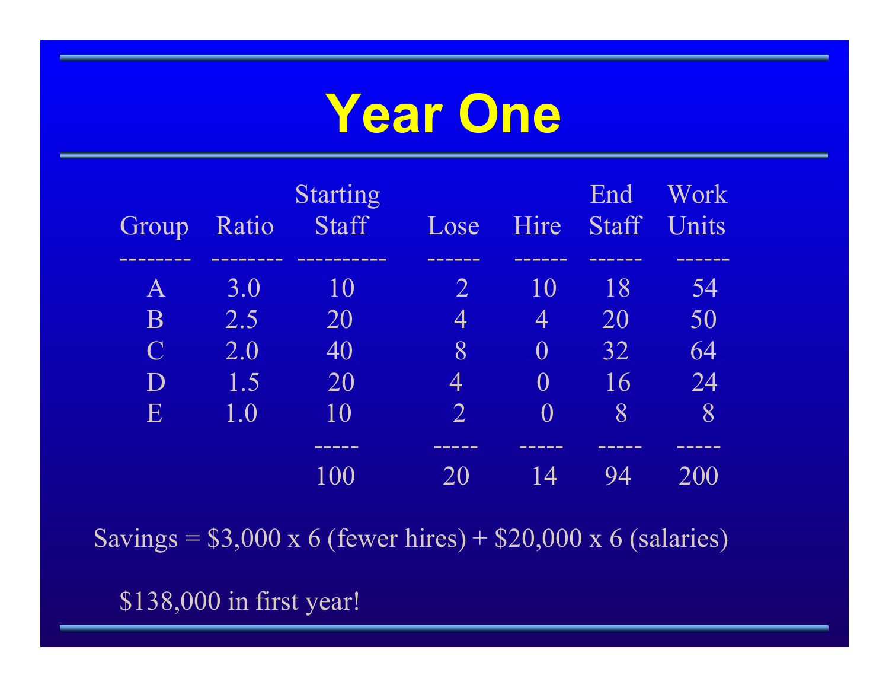# Year One

| Group | Ratio | Starting Staff | Lose | Hire | End Staff | Work Units |
|---|---|---|---|---|---|---|
| A | 3.0 | 10 | 2 | 10 | 18 | 54 |
| B | 2.5 | 20 | 4 | 4 | 20 | 50 |
| C | 2.0 | 40 | 8 | 0 | 32 | 64 |
| D | 1.5 | 20 | 4 | 0 | 16 | 24 |
| E | 1.0 | 10 | 2 | 0 | 8 | 8 |
| | | 100 | 20 | 14 | 94 | 200 |

Savings = $3,000 x 6 (fewer hires) + $20,000 x 6 (salaries)

$138,000 in first year!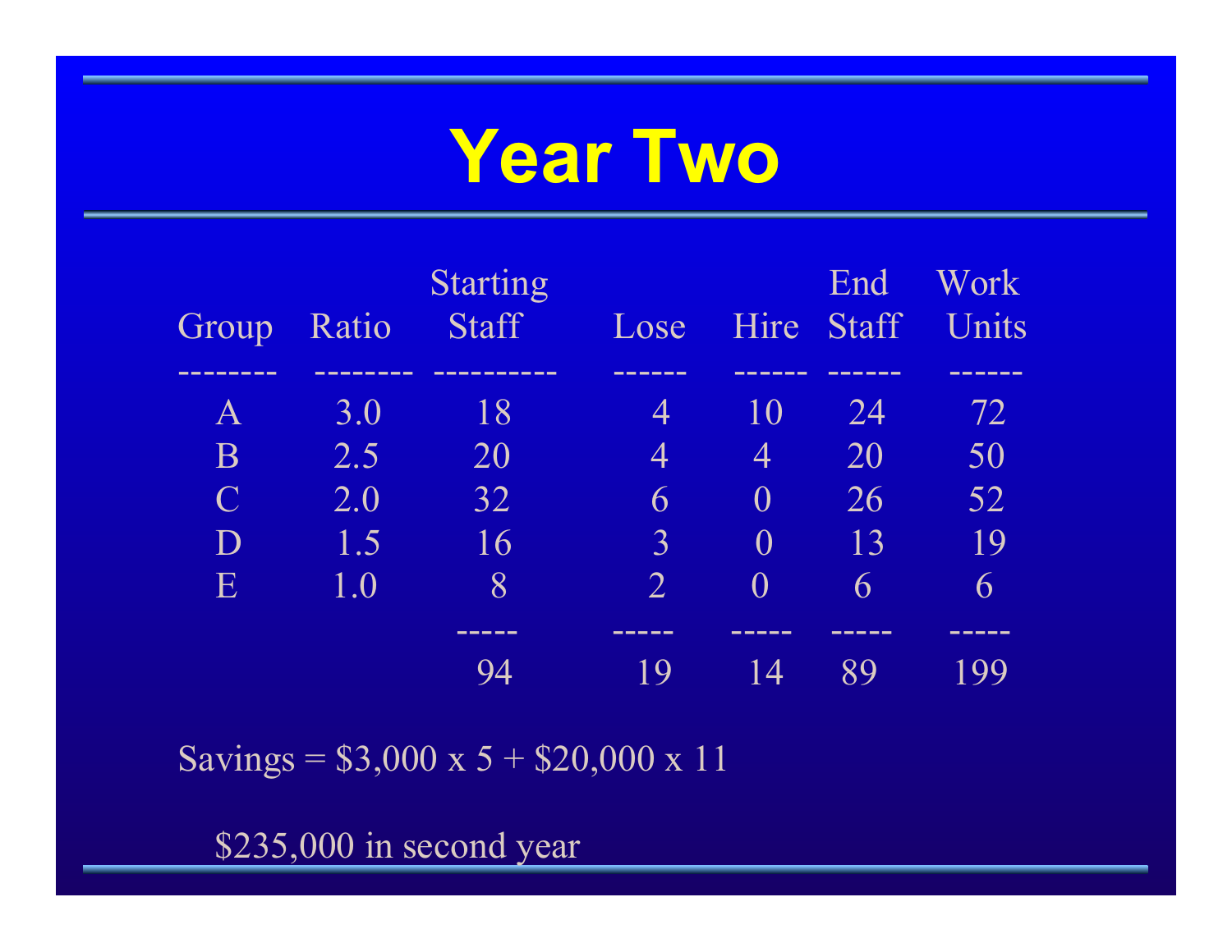# Year Two

| Group | Ratio | Starting Staff | Lose | Hire | End Staff | Work Units |
|---|---|---|---|---|---|---|
| A | 3.0 | 18 | 4 | 10 | 24 | 72 |
| B | 2.5 | 20 | 4 | 4 | 20 | 50 |
| C | 2.0 | 32 | 6 | 0 | 26 | 52 |
| D | 1.5 | 16 | 3 | 0 | 13 | 19 |
| E | 1.0 | 8 | 2 | 0 | 6 | 6 |
| | | 94 | 19 | 14 | 89 | 199 |

Savings = \$3,000 x 5 + \$20,000 x 11

\$235,000 in second year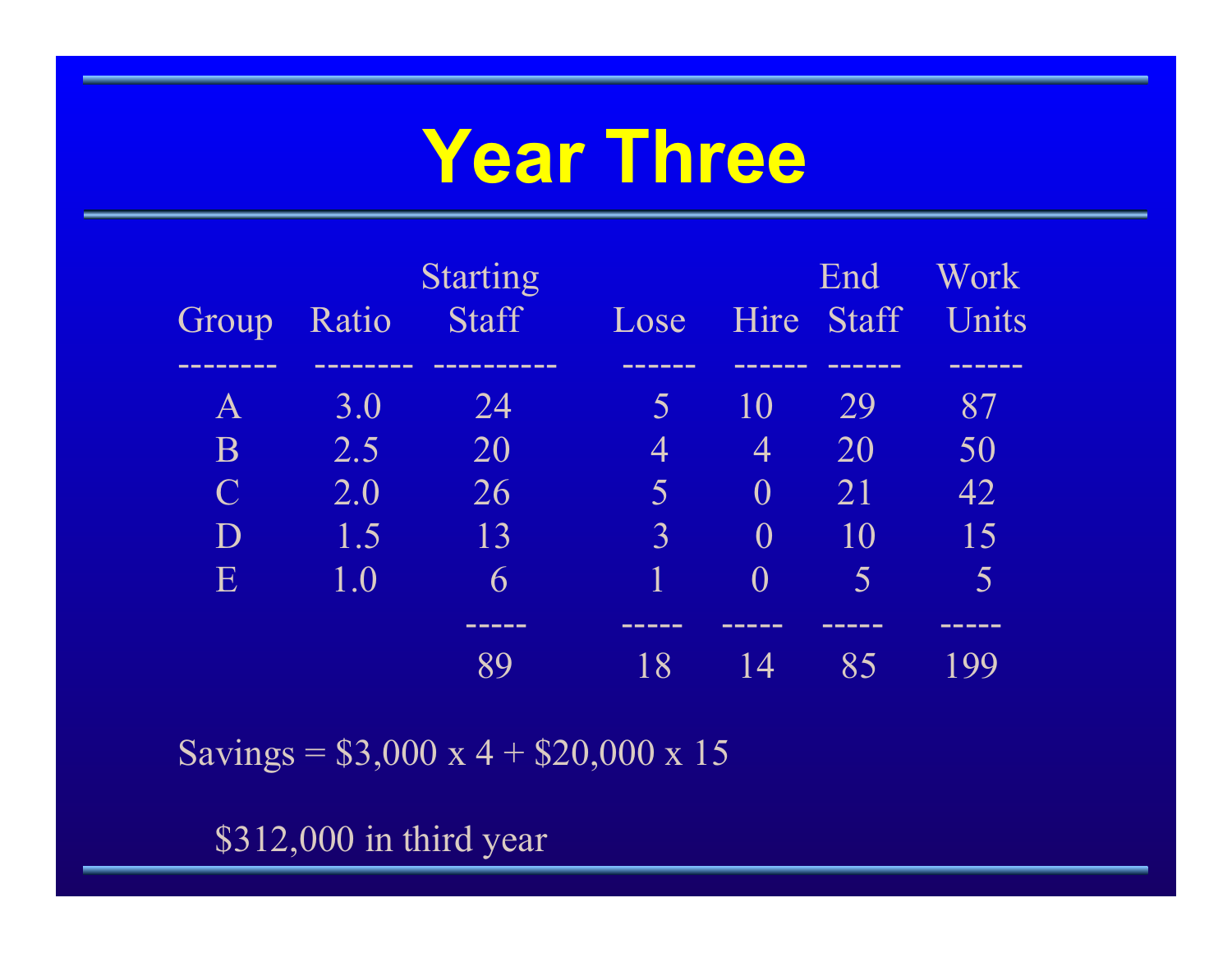# Year Three

| Group | Ratio | Starting Staff | Lose | Hire | End Staff | Work Units |
|---|---|---|---|---|---|---|
| A | 3.0 | 24 | 5 | 10 | 29 | 87 |
| B | 2.5 | 20 | 4 | 4 | 20 | 50 |
| C | 2.0 | 26 | 5 | 0 | 21 | 42 |
| D | 1.5 | 13 | 3 | 0 | 10 | 15 |
| E | 1.0 | 6 | 1 | 0 | 5 | 5 |
| | | 89 | 18 | 14 | 85 | 199 |

Savings = $3,000 x 4 + $20,000 x 15

$312,000 in third year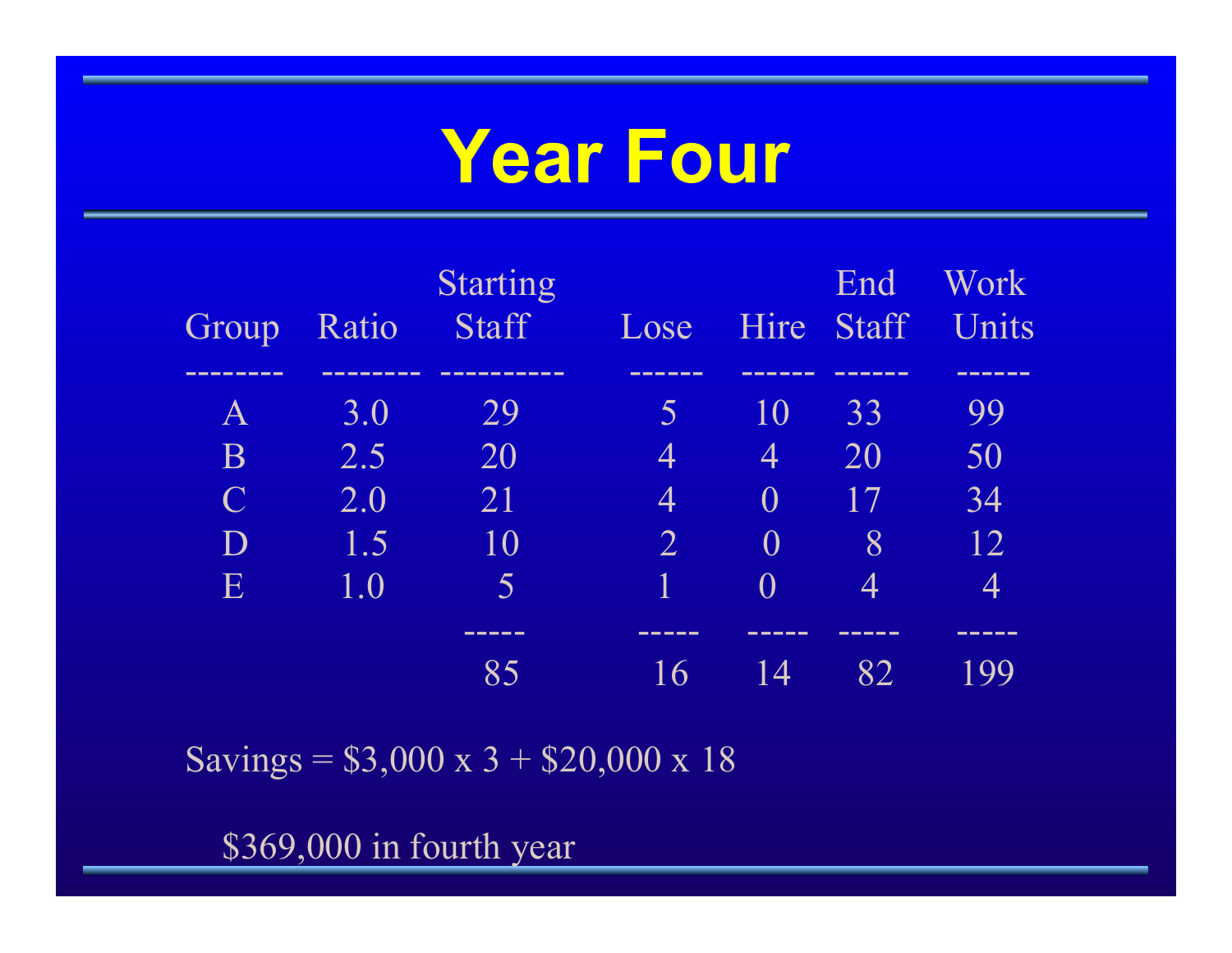# Year Four

| Group | Ratio | Starting Staff | Lose | Hire | End Staff | Work Units |
|---|---|---|---|---|---|---|
| A | 3.0 | 29 | 5 | 10 | 33 | 99 |
| B | 2.5 | 20 | 4 | 4 | 20 | 50 |
| C | 2.0 | 21 | 4 | 0 | 17 | 34 |
| D | 1.5 | 10 | 2 | 0 | 8 | 12 |
| E | 1.0 | 5 | 1 | 0 | 4 | 4 |
| | | 85 | 16 | 14 | 82 | 199 |

Savings = $3,000 x 3 + $20,000 x 18

$369,000 in fourth year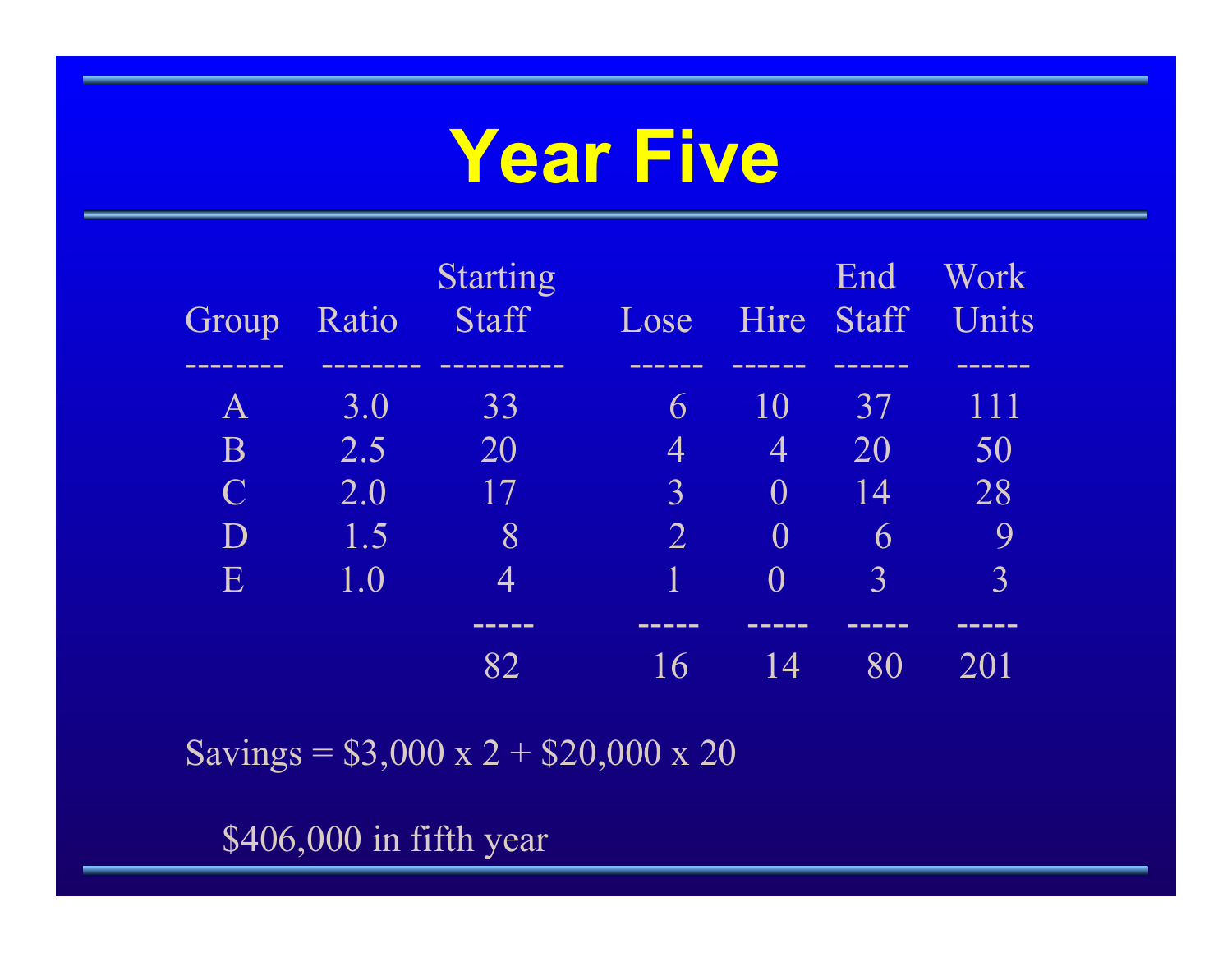# Year Five

| Group | Ratio | Starting Staff | Lose | Hire | End Staff | Work Units |
|---|---|---|---|---|---|---|
| A | 3.0 | 33 | 6 | 10 | 37 | 111 |
| B | 2.5 | 20 | 4 | 4 | 20 | 50 |
| C | 2.0 | 17 | 3 | 0 | 14 | 28 |
| D | 1.5 | 8 | 2 | 0 | 6 | 9 |
| E | 1.0 | 4 | 1 | 0 | 3 | 3 |
| | | 82 | 16 | 14 | 80 | 201 |

Savings = $3,000 x 2 + $20,000 x 20

$406,000 in fifth year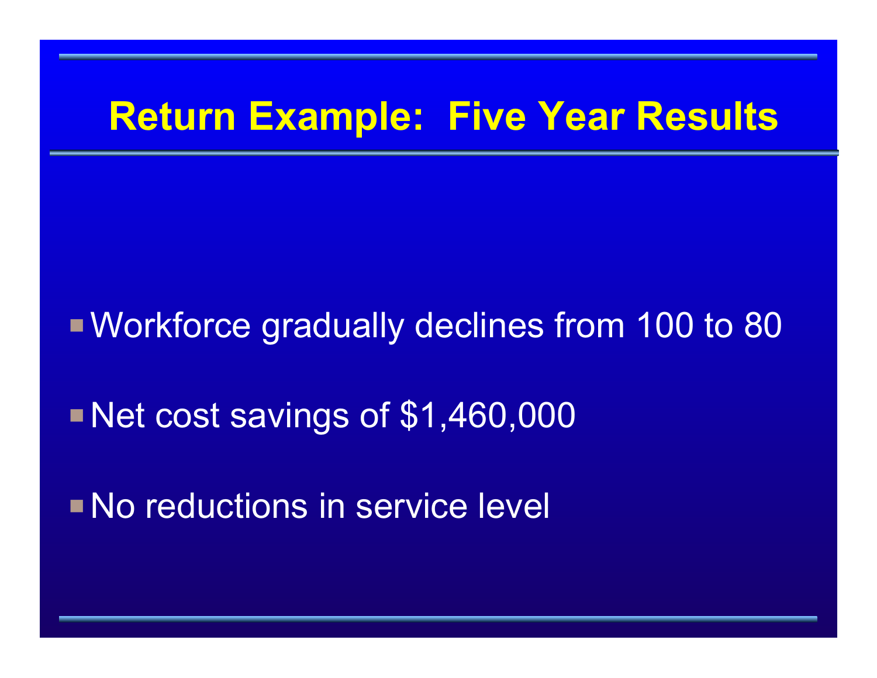# Return Example: Five Year Results

- Workforce gradually declines from 100 to 80
- Net cost savings of $1,460,000
- No reductions in service level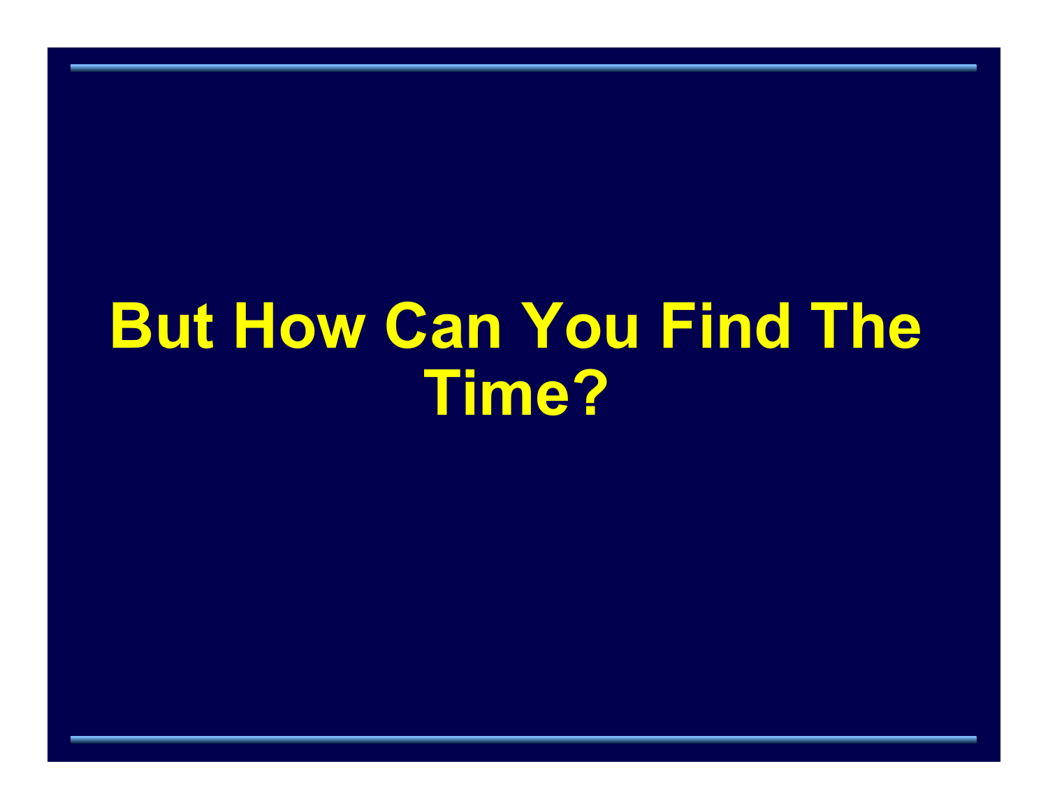# But How Can You Find The Time?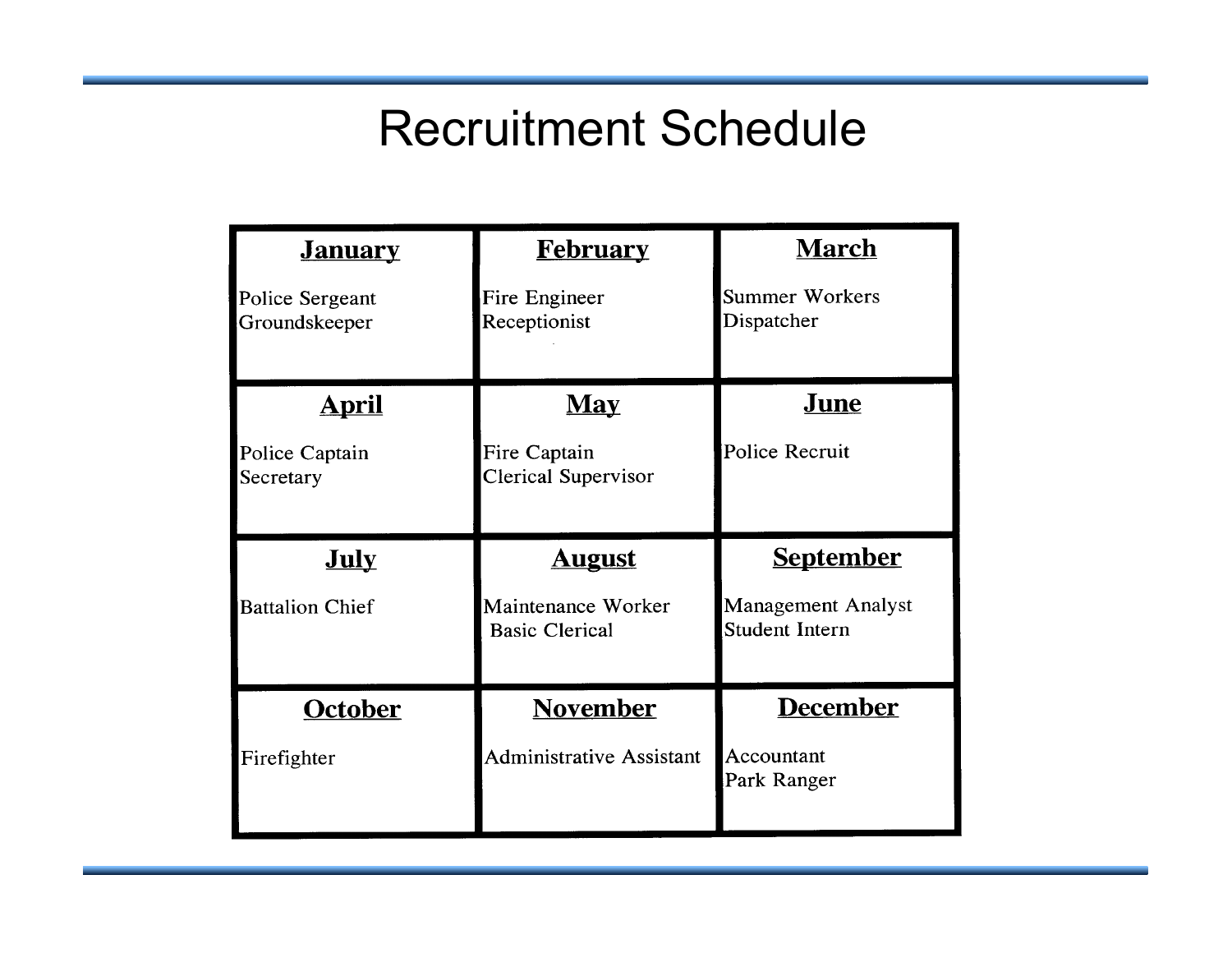# Recruitment Schedule

| | | |
|---|---|---|
| **January**<br>Police Sergeant<br>Groundskeeper | **February**<br>Fire Engineer<br>Receptionist | **March**<br>Summer Workers<br>Dispatcher |
| **April**<br>Police Captain<br>Secretary | **May**<br>Fire Captain<br>Clerical Supervisor | **June**<br>Police Recruit |
| **July**<br>Battalion Chief | **August**<br>Maintenance Worker<br>Basic Clerical | **September**<br>Management Analyst<br>Student Intern |
| **October**<br>Firefighter | **November**<br>Administrative Assistant | **December**<br>Accountant<br>Park Ranger |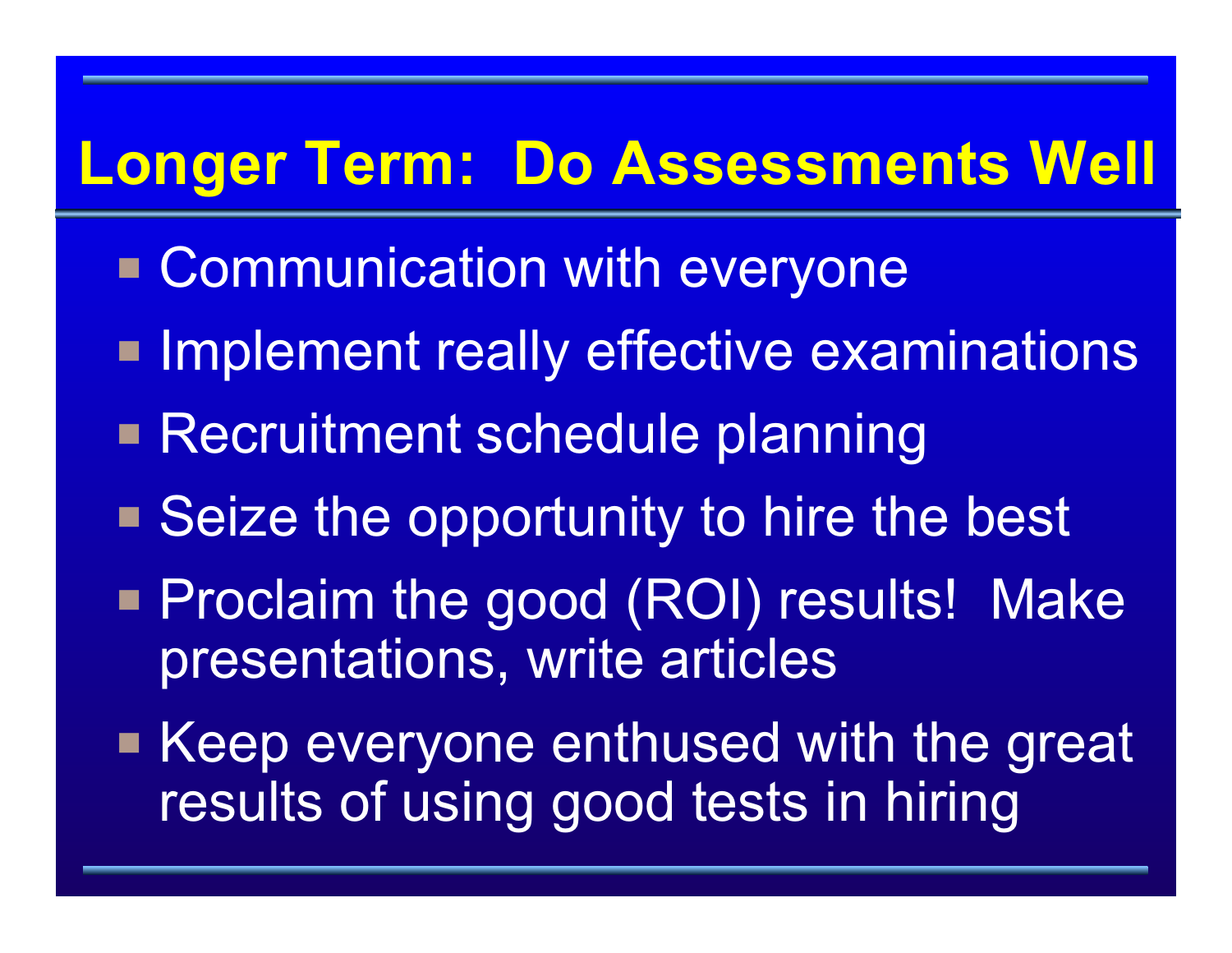# Longer Term: Do Assessments Well

- Communication with everyone
- Implement really effective examinations
- Recruitment schedule planning
- Seize the opportunity to hire the best
- Proclaim the good (ROI) results! Make presentations, write articles
- Keep everyone enthused with the great results of using good tests in hiring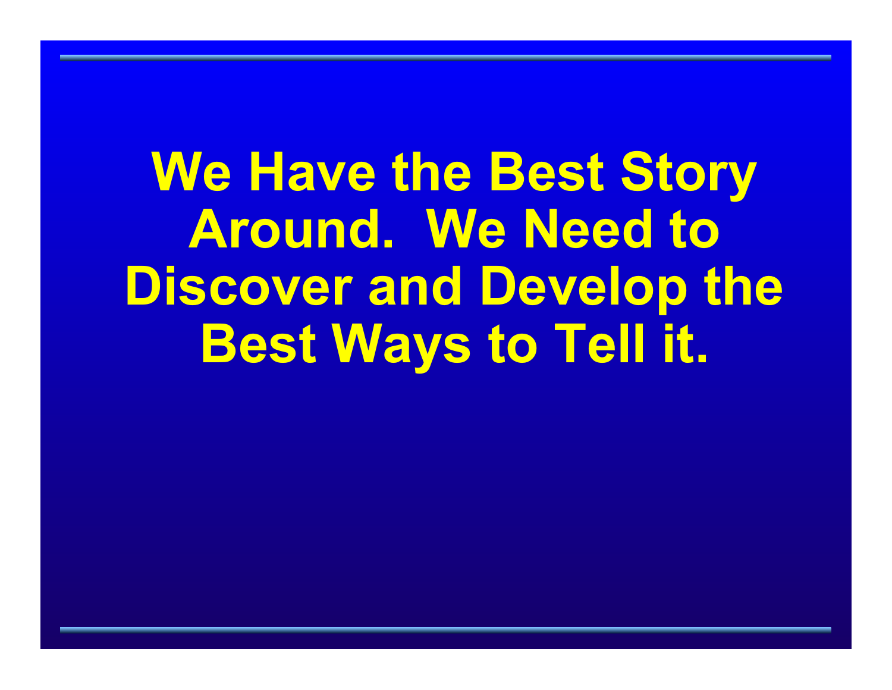# We Have the Best Story Around. We Need to Discover and Develop the Best Ways to Tell it.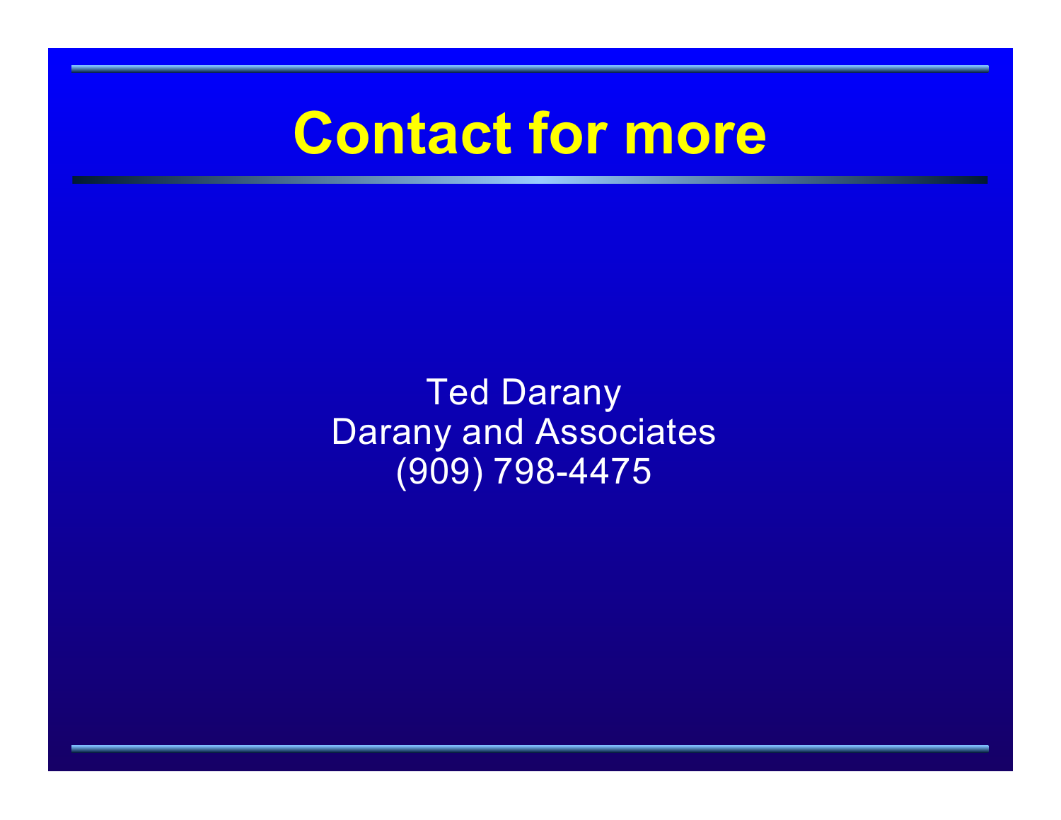# Contact for more

Ted Darany
Darany and Associates
(909) 798-4475